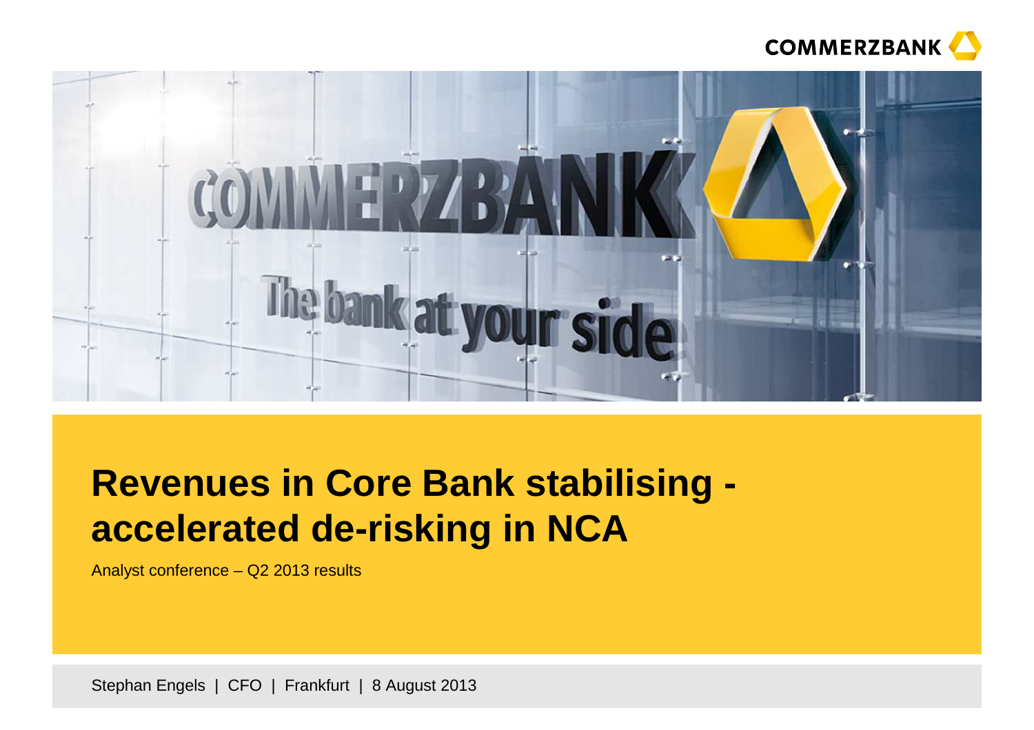COMMERZBANK

# Revenues in Core Bank stabilising - accelerated de-risking in NCA

Analyst conference – Q2 2013 results

Stephan Engels | CFO | Frankfurt | 8 August 2013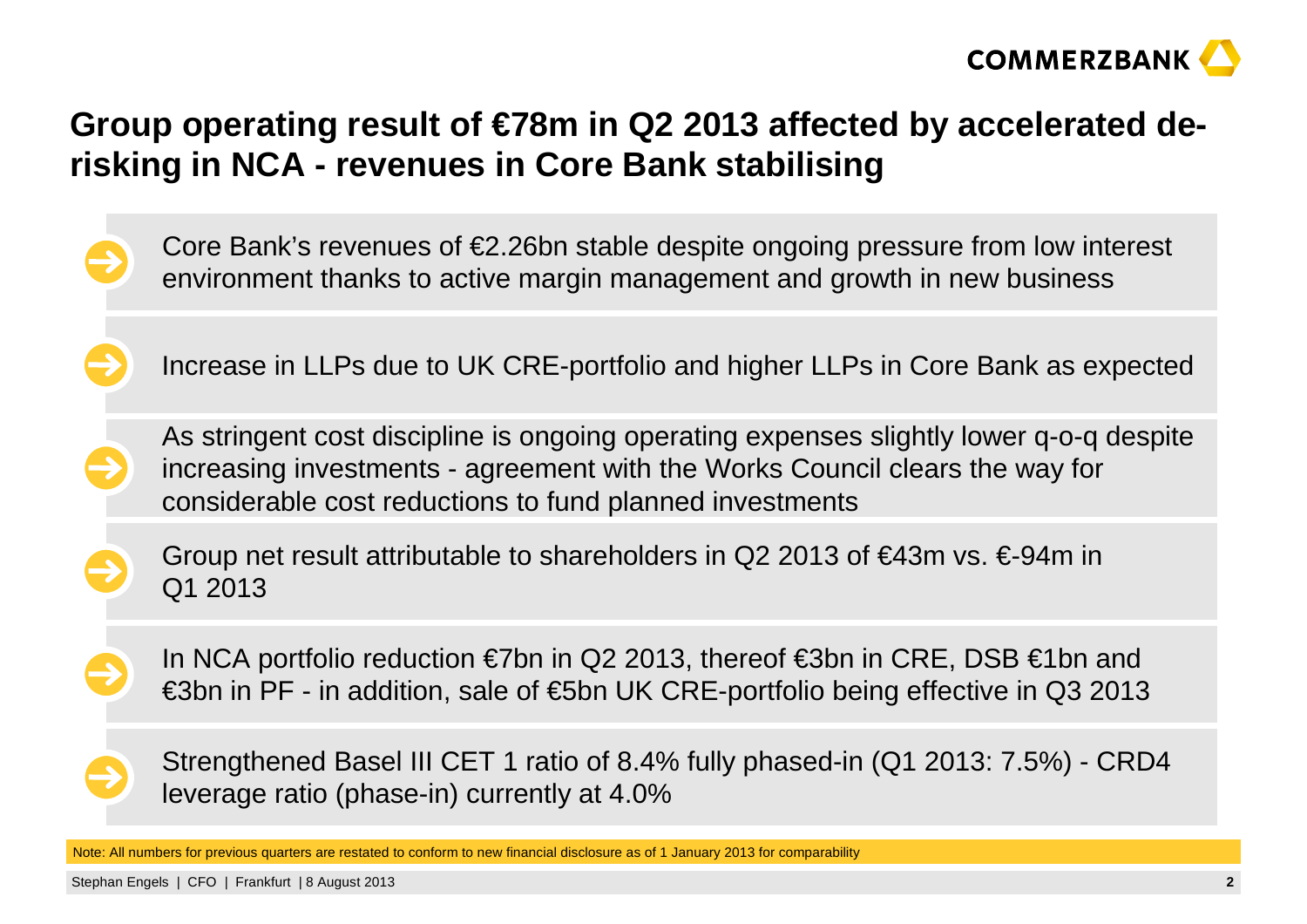# Group operating result of €78m in Q2 2013 affected by accelerated de-risking in NCA - revenues in Core Bank stabilising

- Core Bank's revenues of €2.26bn stable despite ongoing pressure from low interest environment thanks to active margin management and growth in new business
- Increase in LLPs due to UK CRE-portfolio and higher LLPs in Core Bank as expected
- As stringent cost discipline is ongoing operating expenses slightly lower q-o-q despite increasing investments - agreement with the Works Council clears the way for considerable cost reductions to fund planned investments
- Group net result attributable to shareholders in Q2 2013 of €43m vs. €-94m in Q1 2013
- In NCA portfolio reduction €7bn in Q2 2013, thereof €3bn in CRE, DSB €1bn and €3bn in PF - in addition, sale of €5bn UK CRE-portfolio being effective in Q3 2013
- Strengthened Basel III CET 1 ratio of 8.4% fully phased-in (Q1 2013: 7.5%) - CRD4 leverage ratio (phase-in) currently at 4.0%

Note: All numbers for previous quarters are restated to conform to new financial disclosure as of 1 January 2013 for comparability

Stephan Engels | CFO | Frankfurt | 8 August 2013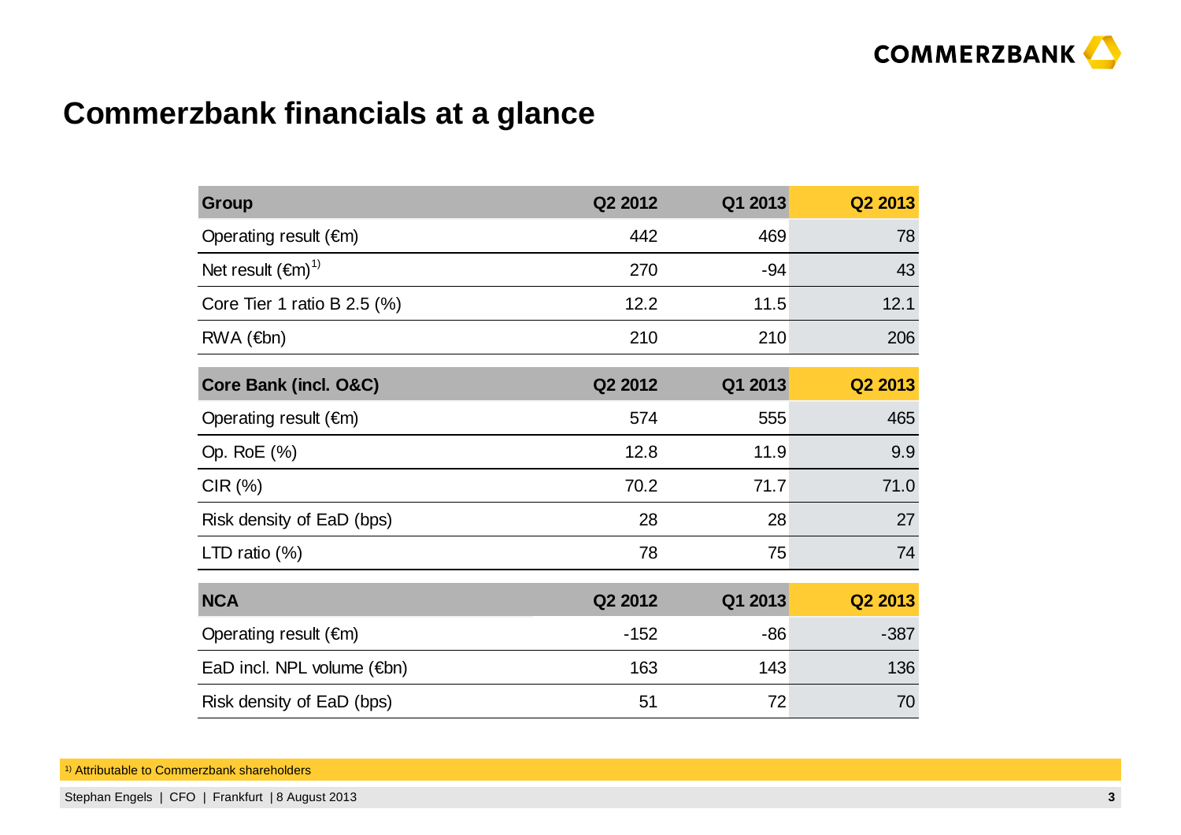# Commerzbank financials at a glance

| Group | Q2 2012 | Q1 2013 | Q2 2013 |
|---|---|---|---|
| Operating result (€m) | 442 | 469 | 78 |
| Net result (€m)[1)] | 270 | -94 | 43 |
| Core Tier 1 ratio B 2.5 (%) | 12.2 | 11.5 | 12.1 |
| RWA (€bn) | 210 | 210 | 206 |

| Core Bank (incl. O&C) | Q2 2012 | Q1 2013 | Q2 2013 |
|---|---|---|---|
| Operating result (€m) | 574 | 555 | 465 |
| Op. RoE (%) | 12.8 | 11.9 | 9.9 |
| CIR (%) | 70.2 | 71.7 | 71.0 |
| Risk density of EaD (bps) | 28 | 28 | 27 |
| LTD ratio (%) | 78 | 75 | 74 |

| NCA | Q2 2012 | Q1 2013 | Q2 2013 |
|---|---|---|---|
| Operating result (€m) | -152 | -86 | -387 |
| EaD incl. NPL volume (€bn) | 163 | 143 | 136 |
| Risk density of EaD (bps) | 51 | 72 | 70 |

1) Attributable to Commerzbank shareholders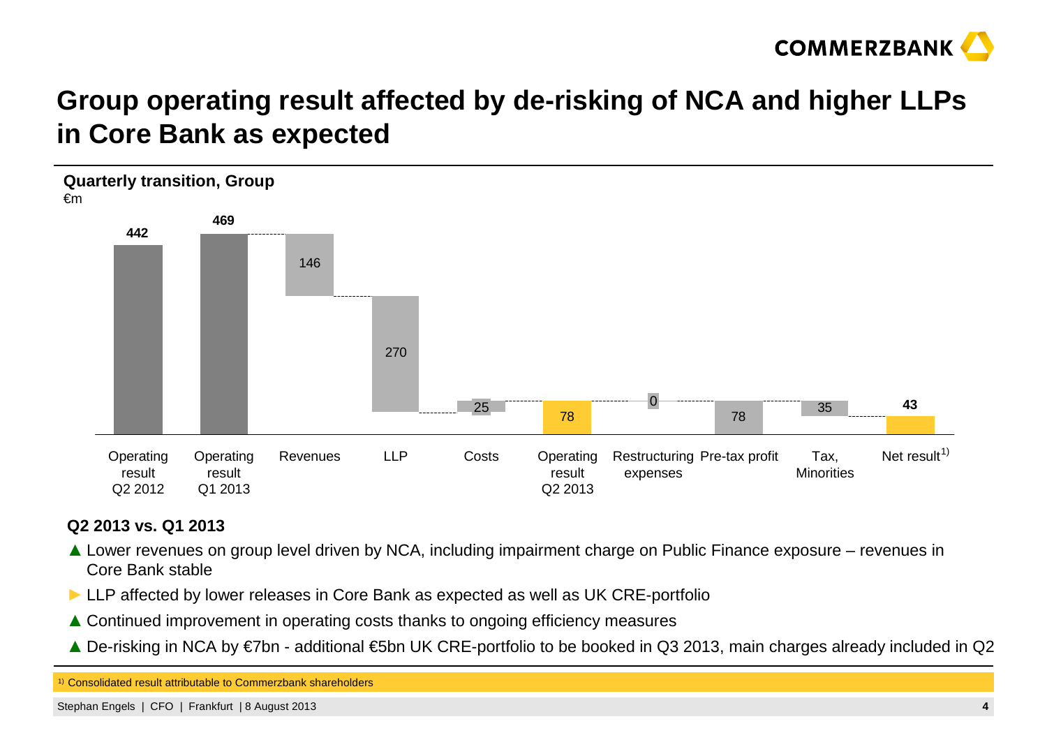# Group operating result affected by de-risking of NCA and higher LLPs in Core Bank as expected

**Quarterly transition, Group**

€m

| Operating result Q2 2012 | Operating result Q1 2013 | Revenues | LLP | Costs | Operating result Q2 2013 | Restructuring expenses | Pre-tax profit | Tax, Minorities | Net result[1] |
|---|---|---|---|---|---|---|---|---|---|
| 442 | 469 | 146 | 270 | 25 | 78 | 0 | 78 | 35 | 43 |

**Q2 2013 vs. Q1 2013**

- ▲ Lower revenues on group level driven by NCA, including impairment charge on Public Finance exposure – revenues in Core Bank stable
- ► LLP affected by lower releases in Core Bank as expected as well as UK CRE-portfolio
- ▲ Continued improvement in operating costs thanks to ongoing efficiency measures
- ▲ De-risking in NCA by €7bn - additional €5bn UK CRE-portfolio to be booked in Q3 2013, main charges already included in Q2

[1] Consolidated result attributable to Commerzbank shareholders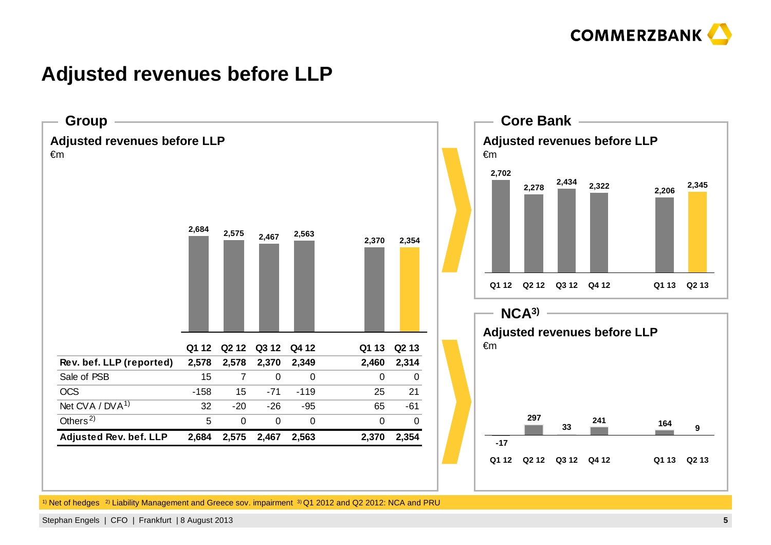# Adjusted revenues before LLP

## Group

**Adjusted revenues before LLP**
€m

| | Q1 12 | Q2 12 | Q3 12 | Q4 12 | Q1 13 | Q2 13 |
|---|---|---|---|---|---|---|
| **Rev. bef. LLP (reported)** | **2,578** | **2,578** | **2,370** | **2,349** | **2,460** | **2,314** |
| Sale of PSB | 15 | 7 | 0 | 0 | 0 | 0 |
| OCS | -158 | 15 | -71 | -119 | 25 | 21 |
| Net CVA / DVA[1] | 32 | -20 | -26 | -95 | 65 | -61 |
| Others[2] | 5 | 0 | 0 | 0 | 0 | 0 |
| **Adjusted Rev. bef. LLP** | **2,684** | **2,575** | **2,467** | **2,563** | **2,370** | **2,354** |

## Core Bank

**Adjusted revenues before LLP**
€m

| Q1 12 | Q2 12 | Q3 12 | Q4 12 | Q1 13 | Q2 13 |
|---|---|---|---|---|---|
| 2,702 | 2,278 | 2,434 | 2,322 | 2,206 | 2,345 |

## NCA[3]

**Adjusted revenues before LLP**
€m

| Q1 12 | Q2 12 | Q3 12 | Q4 12 | Q1 13 | Q2 13 |
|---|---|---|---|---|---|
| -17 | 297 | 33 | 241 | 164 | 9 |

[1] Net of hedges [2] Liability Management and Greece sov. impairment [3] Q1 2012 and Q2 2012: NCA and PRU

Stephan Engels | CFO | Frankfurt | 8 August 2013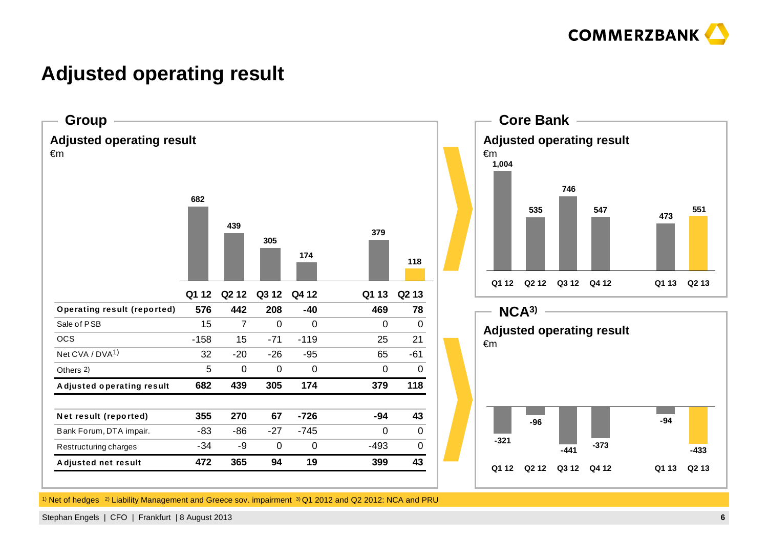# Adjusted operating result

## Group

### Adjusted operating result

€m

| | Q1 12 | Q2 12 | Q3 12 | Q4 12 | Q1 13 | Q2 13 |
|---|---|---|---|---|---|---|
| **Operating result (reported)** | **576** | **442** | **208** | **-40** | **469** | **78** |
| Sale of PSB | 15 | 7 | 0 | 0 | 0 | 0 |
| OCS | -158 | 15 | -71 | -119 | 25 | 21 |
| Net CVA / DVA[1] | 32 | -20 | -26 | -95 | 65 | -61 |
| Others [2] | 5 | 0 | 0 | 0 | 0 | 0 |
| **Adjusted operating result** | **682** | **439** | **305** | **174** | **379** | **118** |
| | | | | | | |
| **Net result (reported)** | **355** | **270** | **67** | **-726** | **-94** | **43** |
| Bank Forum, DTA impair. | -83 | -86 | -27 | -745 | 0 | 0 |
| Restructuring charges | -34 | -9 | 0 | 0 | -493 | 0 |
| **Adjusted net result** | **472** | **365** | **94** | **19** | **399** | **43** |

## Core Bank

### Adjusted operating result

€m

| Q1 12 | Q2 12 | Q3 12 | Q4 12 | Q1 13 | Q2 13 |
|---|---|---|---|---|---|
| 1,004 | 535 | 746 | 547 | 473 | 551 |

## NCA[3]

### Adjusted operating result

€m

| Q1 12 | Q2 12 | Q3 12 | Q4 12 | Q1 13 | Q2 13 |
|---|---|---|---|---|---|
| -321 | -96 | -441 | -373 | -94 | -433 |

[1] Net of hedges [2] Liability Management and Greece sov. impairment [3] Q1 2012 and Q2 2012: NCA and PRU

Stephan Engels | CFO | Frankfurt | 8 August 2013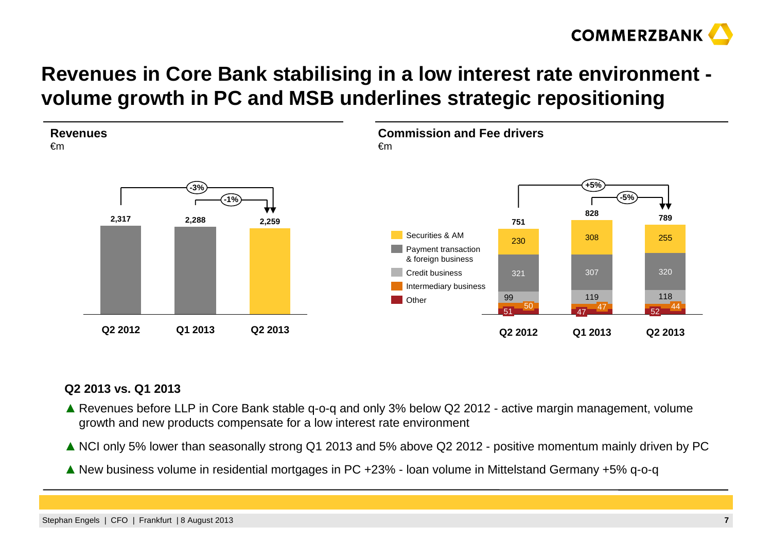# Revenues in Core Bank stabilising in a low interest rate environment - volume growth in PC and MSB underlines strategic repositioning

## Revenues

€m

| | Q2 2012 | Q1 2013 | Q2 2013 |
|---|---|---|---|
| Revenues | 2,317 | 2,288 | 2,259 |

Q2 2013 vs. Q2 2012: -3%; Q2 2013 vs. Q1 2013: -1%

## Commission and Fee drivers

€m

| | Q2 2012 | Q1 2013 | Q2 2013 |
|---|---|---|---|
| Securities & AM | 230 | 308 | 255 |
| Payment transaction & foreign business | 321 | 307 | 320 |
| Credit business | 99 | 119 | 118 |
| Intermediary business | 50 | 47 | 44 |
| Other | 51 | 47 | 52 |
| **Total** | **751** | **828** | **789** |

Q2 2013 vs. Q2 2012: +5%; Q2 2013 vs. Q1 2013: -5%

### Q2 2013 vs. Q1 2013

- ▲ Revenues before LLP in Core Bank stable q-o-q and only 3% below Q2 2012 - active margin management, volume growth and new products compensate for a low interest rate environment
- ▲ NCI only 5% lower than seasonally strong Q1 2013 and 5% above Q2 2012 - positive momentum mainly driven by PC
- ▲ New business volume in residential mortgages in PC +23% - loan volume in Mittelstand Germany +5% q-o-q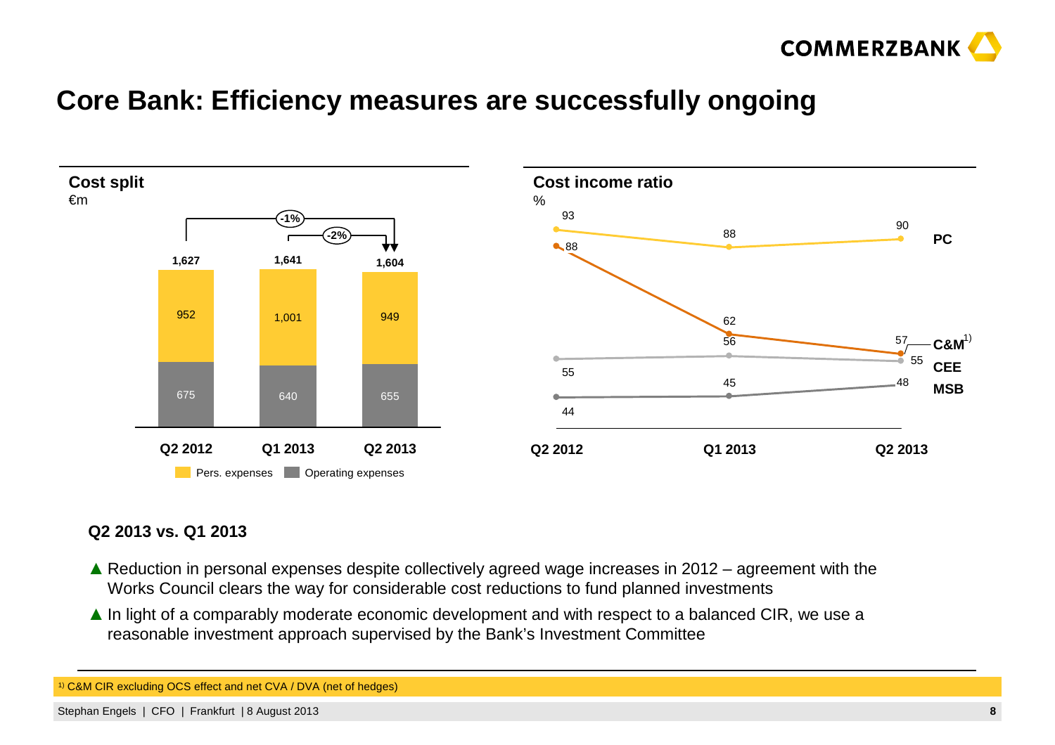# Core Bank: Efficiency measures are successfully ongoing

## Cost split

€m

| | Q2 2012 | Q1 2013 | Q2 2013 |
|---|---|---|---|
| Pers. expenses | 952 | 1,001 | 949 |
| Operating expenses | 675 | 640 | 655 |
| Total | 1,627 | 1,641 | 1,604 |

Q2 2013 vs. Q2 2012: -1%; Q2 2013 vs. Q1 2013: -2%

## Cost income ratio

%

| | Q2 2012 | Q1 2013 | Q2 2013 |
|---|---|---|---|
| PC | 93 | 88 | 90 |
| C&M[1] | 88 | 62 | 57 |
| CEE | 55 | 56 | 55 |
| MSB | 44 | 45 | 48 |

### Q2 2013 vs. Q1 2013

- ▲ Reduction in personal expenses despite collectively agreed wage increases in 2012 – agreement with the Works Council clears the way for considerable cost reductions to fund planned investments
- ▲ In light of a comparably moderate economic development and with respect to a balanced CIR, we use a reasonable investment approach supervised by the Bank's Investment Committee

[1] C&M CIR excluding OCS effect and net CVA / DVA (net of hedges)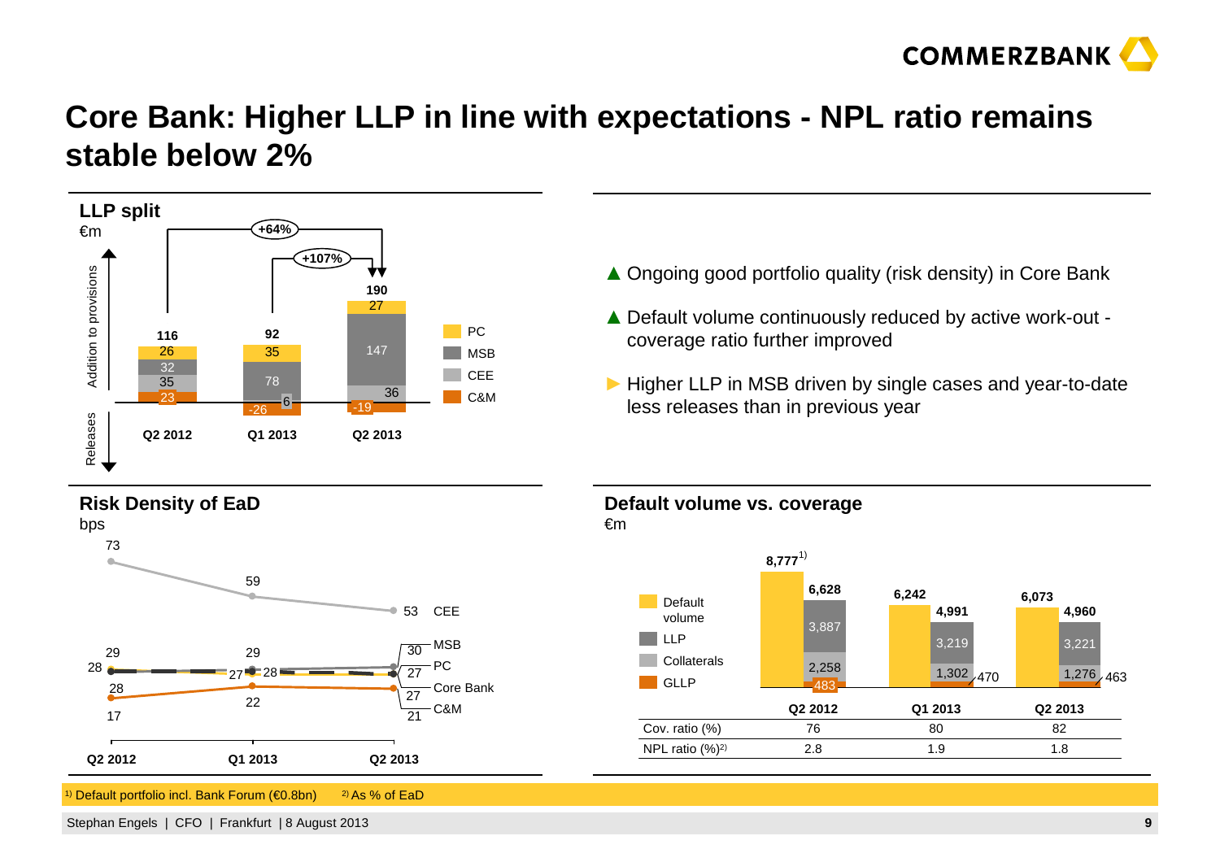# Core Bank: Higher LLP in line with expectations - NPL ratio remains stable below 2%

## LLP split

€m

| | Q2 2012 | Q1 2013 | Q2 2013 |
|---|---|---|---|
| PC | 26 | 35 | 27 |
| MSB | 32 | 78 | 147 |
| CEE | 35 | 6 | 36 |
| C&M | 23 | -26 | -19 |
| **Total** | **116** | **92** | **190** |

Q2 2013 vs. Q2 2012: +64%; Q2 2013 vs. Q1 2013: +107%

(Addition to provisions / Releases)

- ▲ Ongoing good portfolio quality (risk density) in Core Bank
- ▲ Default volume continuously reduced by active work-out - coverage ratio further improved
- ► Higher LLP in MSB driven by single cases and year-to-date less releases than in previous year

## Risk Density of EaD

bps

| | Q2 2012 | Q1 2013 | Q2 2013 |
|---|---|---|---|
| CEE | 73 | 59 | 53 |
| MSB | 29 | 29 | 30 |
| PC | 28 | 28 | 27 |
| Core Bank | 28 | 27 | 27 |
| C&M | 17 | 22 | 21 |

## Default volume vs. coverage

€m

| | Q2 2012 | Q1 2013 | Q2 2013 |
|---|---|---|---|
| Default volume | 8,777[1] | 6,242 | 6,073 |
| LLP | 3,887 | 3,219 | 3,221 |
| Collaterals | 2,258 | 1,302 | 1,276 |
| GLLP | 483 | 470 | 463 |
| **Total (LLP + Collaterals + GLLP)** | **6,628** | **4,991** | **4,960** |
| Cov. ratio (%) | 76 | 80 | 82 |
| NPL ratio (%)[2] | 2.8 | 1.9 | 1.8 |

[1] Default portfolio incl. Bank Forum (€0.8bn) [2] As % of EaD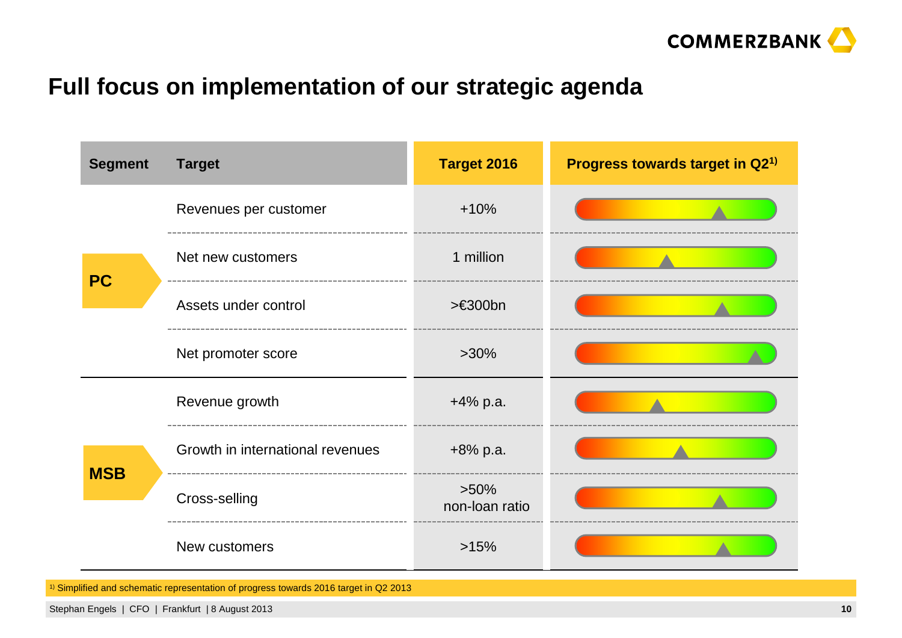# Full focus on implementation of our strategic agenda

| Segment | Target | Target 2016 | Progress towards target in Q2[1] |
| --- | --- | --- | --- |
| PC | Revenues per customer | +10% | |
| | Net new customers | 1 million | |
| | Assets under control | >€300bn | |
| | Net promoter score | >30% | |
| MSB | Revenue growth | +4% p.a. | |
| | Growth in international revenues | +8% p.a. | |
| | Cross-selling | >50% non-loan ratio | |
| | New customers | >15% | |

[1] Simplified and schematic representation of progress towards 2016 target in Q2 2013

Stephan Engels | CFO | Frankfurt | 8 August 2013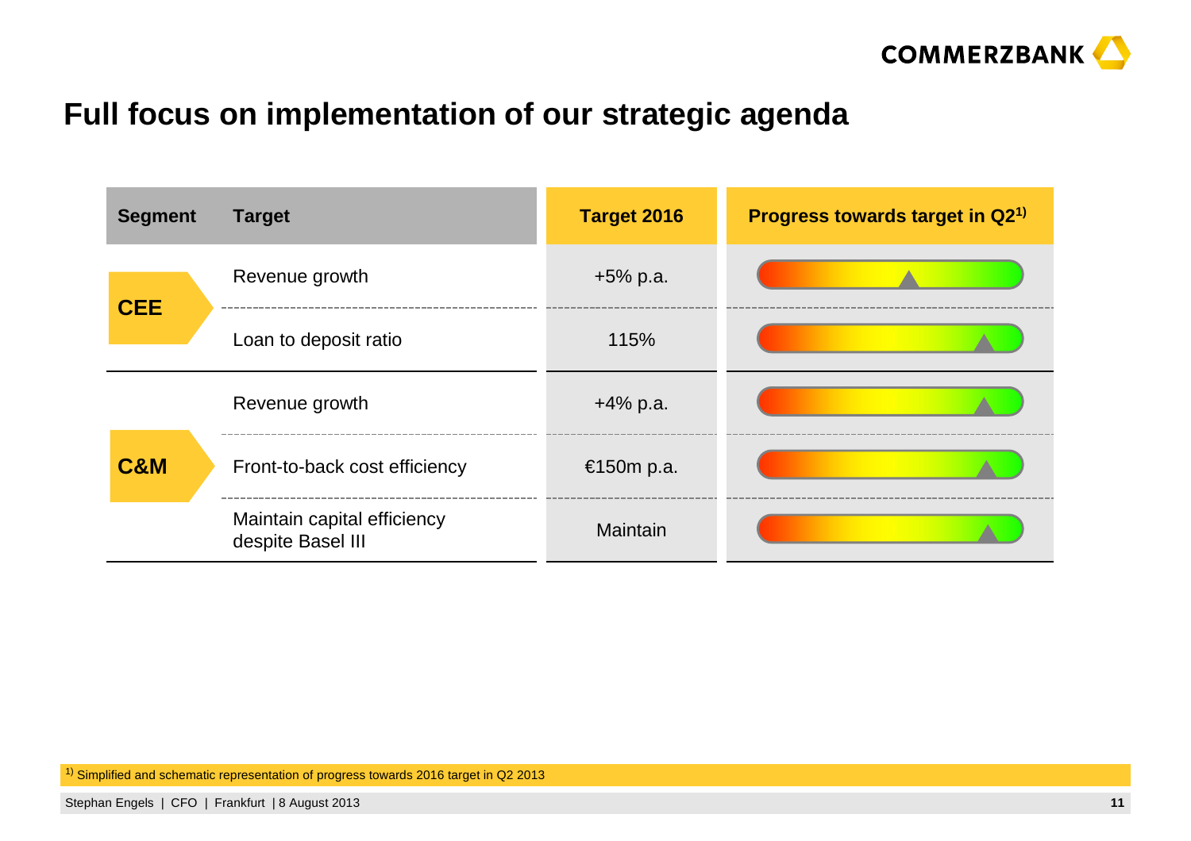# Full focus on implementation of our strategic agenda

| Segment | Target | Target 2016 | Progress towards target in Q2[1] |
|---|---|---|---|
| CEE | Revenue growth | +5% p.a. | |
| | Loan to deposit ratio | 115% | |
| C&M | Revenue growth | +4% p.a. | |
| | Front-to-back cost efficiency | €150m p.a. | |
| | Maintain capital efficiency despite Basel III | Maintain | |

[1] Simplified and schematic representation of progress towards 2016 target in Q2 2013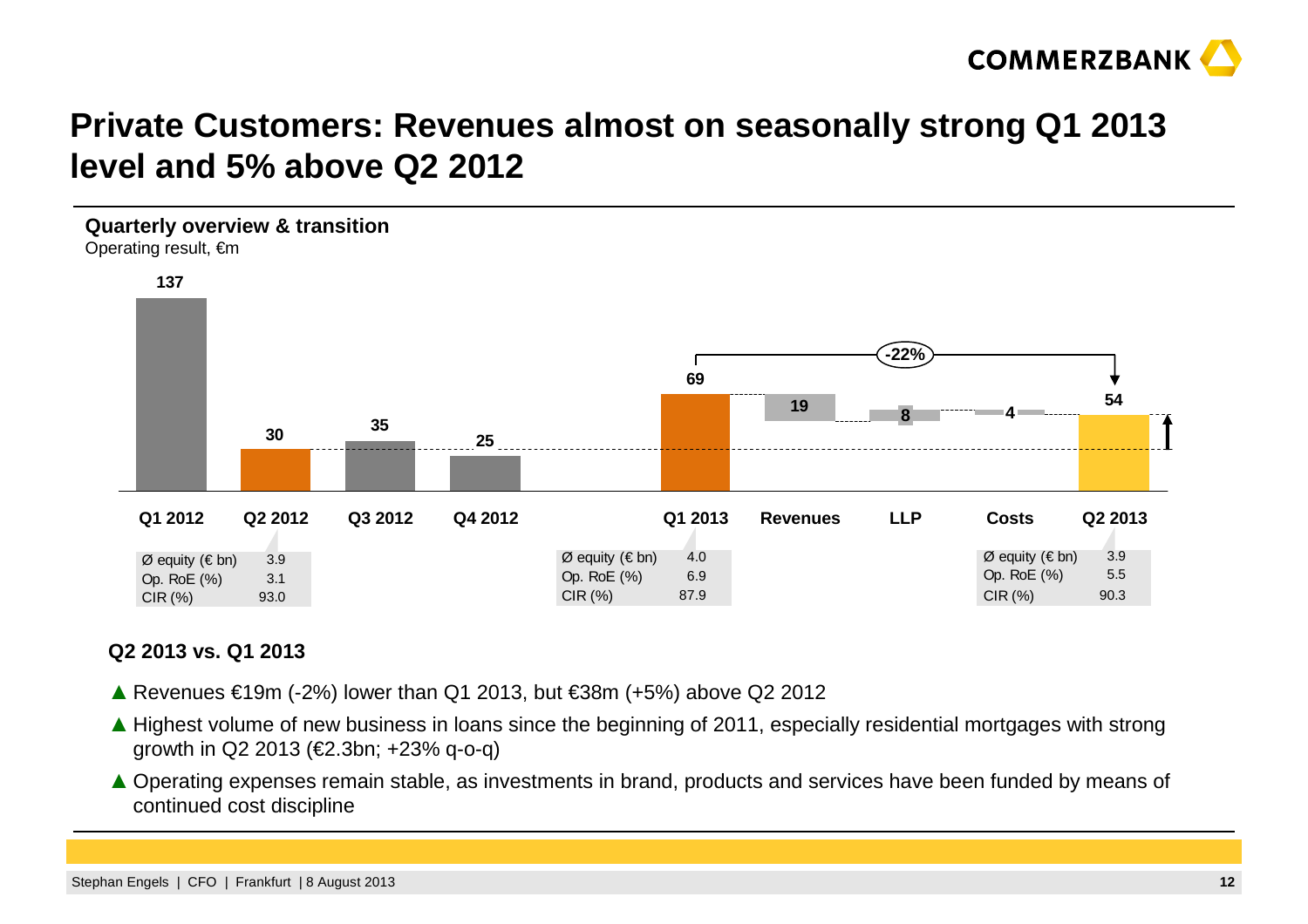# Private Customers: Revenues almost on seasonally strong Q1 2013 level and 5% above Q2 2012

**Quarterly overview & transition**

Operating result, €m

| Q1 2012 | Q2 2012 | Q3 2012 | Q4 2012 | Q1 2013 | Revenues | LLP | Costs | Q2 2013 |
|---|---|---|---|---|---|---|---|---|
| 137 | 30 | 35 | 25 | 69 | 19 | 8 | 4 | 54 |

Q1 2013 to Q2 2013: -22%

| | Q2 2012 | Q1 2013 | Q2 2013 |
|---|---|---|---|
| Ø equity (€ bn) | 3.9 | 4.0 | 3.9 |
| Op. RoE (%) | 3.1 | 6.9 | 5.5 |
| CIR (%) | 93.0 | 87.9 | 90.3 |

**Q2 2013 vs. Q1 2013**

- ▲ Revenues €19m (-2%) lower than Q1 2013, but €38m (+5%) above Q2 2012
- ▲ Highest volume of new business in loans since the beginning of 2011, especially residential mortgages with strong growth in Q2 2013 (€2.3bn; +23% q-o-q)
- ▲ Operating expenses remain stable, as investments in brand, products and services have been funded by means of continued cost discipline

Stephan Engels | CFO | Frankfurt | 8 August 2013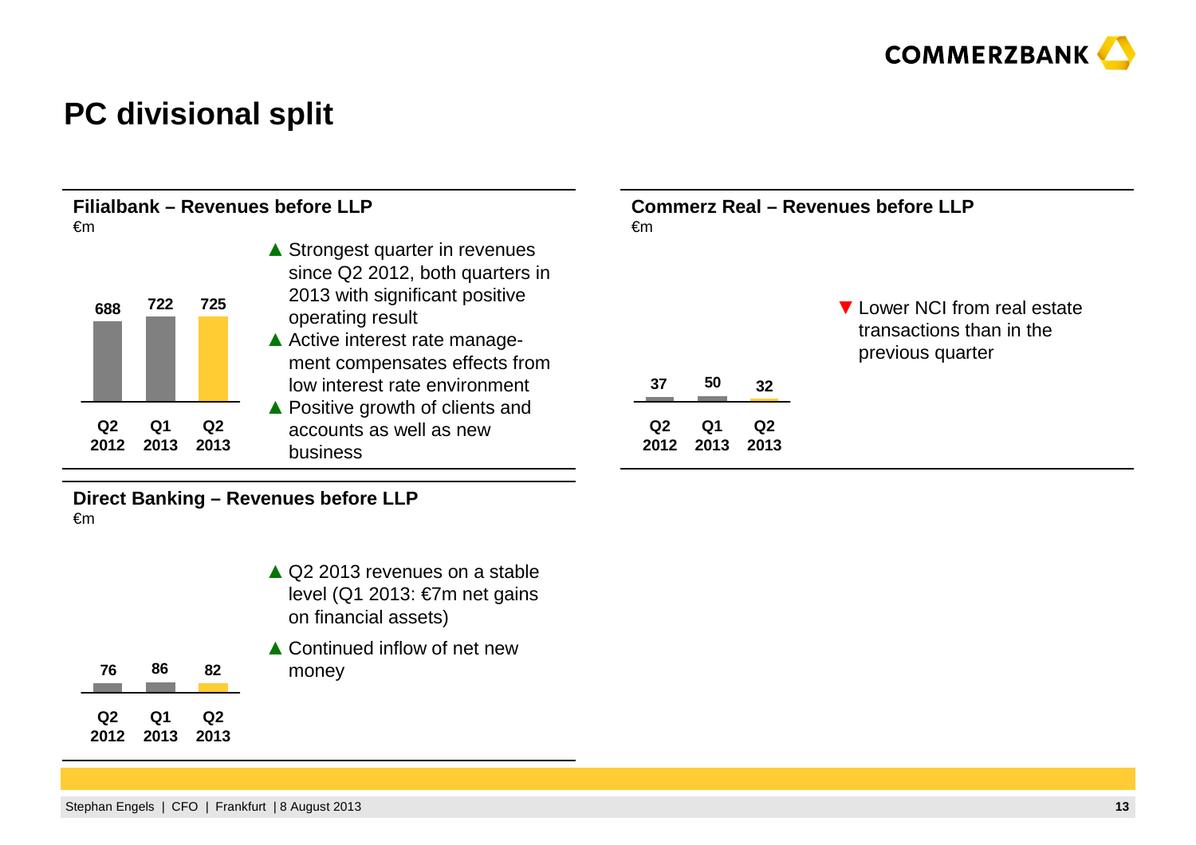# PC divisional split

## Filialbank – Revenues before LLP

€m

| Q2 2012 | Q1 2013 | Q2 2013 |
|---|---|---|
| 688 | 722 | 725 |

- ▲ Strongest quarter in revenues since Q2 2012, both quarters in 2013 with significant positive operating result
- ▲ Active interest rate management compensates effects from low interest rate environment
- ▲ Positive growth of clients and accounts as well as new business

## Commerz Real – Revenues before LLP

€m

| Q2 2012 | Q1 2013 | Q2 2013 |
|---|---|---|
| 37 | 50 | 32 |

- ▼ Lower NCI from real estate transactions than in the previous quarter

## Direct Banking – Revenues before LLP

€m

| Q2 2012 | Q1 2013 | Q2 2013 |
|---|---|---|
| 76 | 86 | 82 |

- ▲ Q2 2013 revenues on a stable level (Q1 2013: €7m net gains on financial assets)
- ▲ Continued inflow of net new money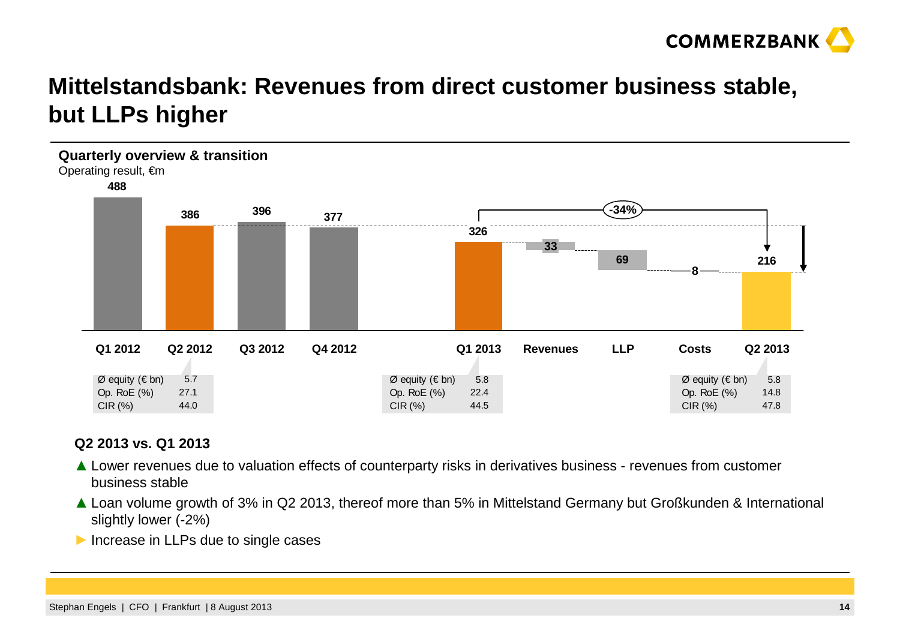# Mittelstandsbank: Revenues from direct customer business stable, but LLPs higher

**Quarterly overview & transition**

Operating result, €m

| | Q1 2012 | Q2 2012 | Q3 2012 | Q4 2012 | Q1 2013 | Revenues | LLP | Costs | Q2 2013 |
|---|---|---|---|---|---|---|---|---|---|
| Operating result (€m) | 488 | 386 | 396 | 377 | 326 | 33 | 69 | 8 | 216 |

Q2 2013 vs. Q1 2013: -34%

| | Q2 2012 | Q1 2013 | Q2 2013 |
|---|---|---|---|
| Ø equity (€ bn) | 5.7 | 5.8 | 5.8 |
| Op. RoE (%) | 27.1 | 22.4 | 14.8 |
| CIR (%) | 44.0 | 44.5 | 47.8 |

**Q2 2013 vs. Q1 2013**

- ▲ Lower revenues due to valuation effects of counterparty risks in derivatives business - revenues from customer business stable
- ▲ Loan volume growth of 3% in Q2 2013, thereof more than 5% in Mittelstand Germany but Großkunden & International slightly lower (-2%)
- ► Increase in LLPs due to single cases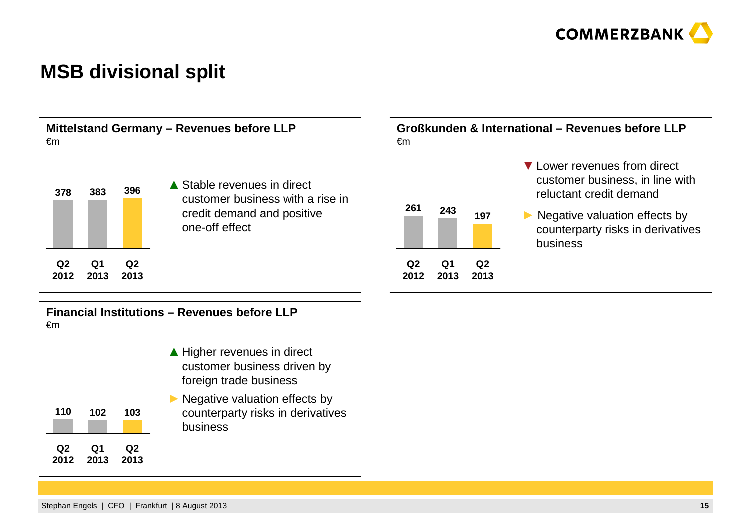# MSB divisional split

## Mittelstand Germany – Revenues before LLP

€m

| Q2 2012 | Q1 2013 | Q2 2013 |
|---|---|---|
| 378 | 383 | 396 |

▲ Stable revenues in direct customer business with a rise in credit demand and positive one-off effect

## Großkunden & International – Revenues before LLP

€m

| Q2 2012 | Q1 2013 | Q2 2013 |
|---|---|---|
| 261 | 243 | 197 |

▼ Lower revenues from direct customer business, in line with reluctant credit demand

► Negative valuation effects by counterparty risks in derivatives business

## Financial Institutions – Revenues before LLP

€m

| Q2 2012 | Q1 2013 | Q2 2013 |
|---|---|---|
| 110 | 102 | 103 |

▲ Higher revenues in direct customer business driven by foreign trade business

► Negative valuation effects by counterparty risks in derivatives business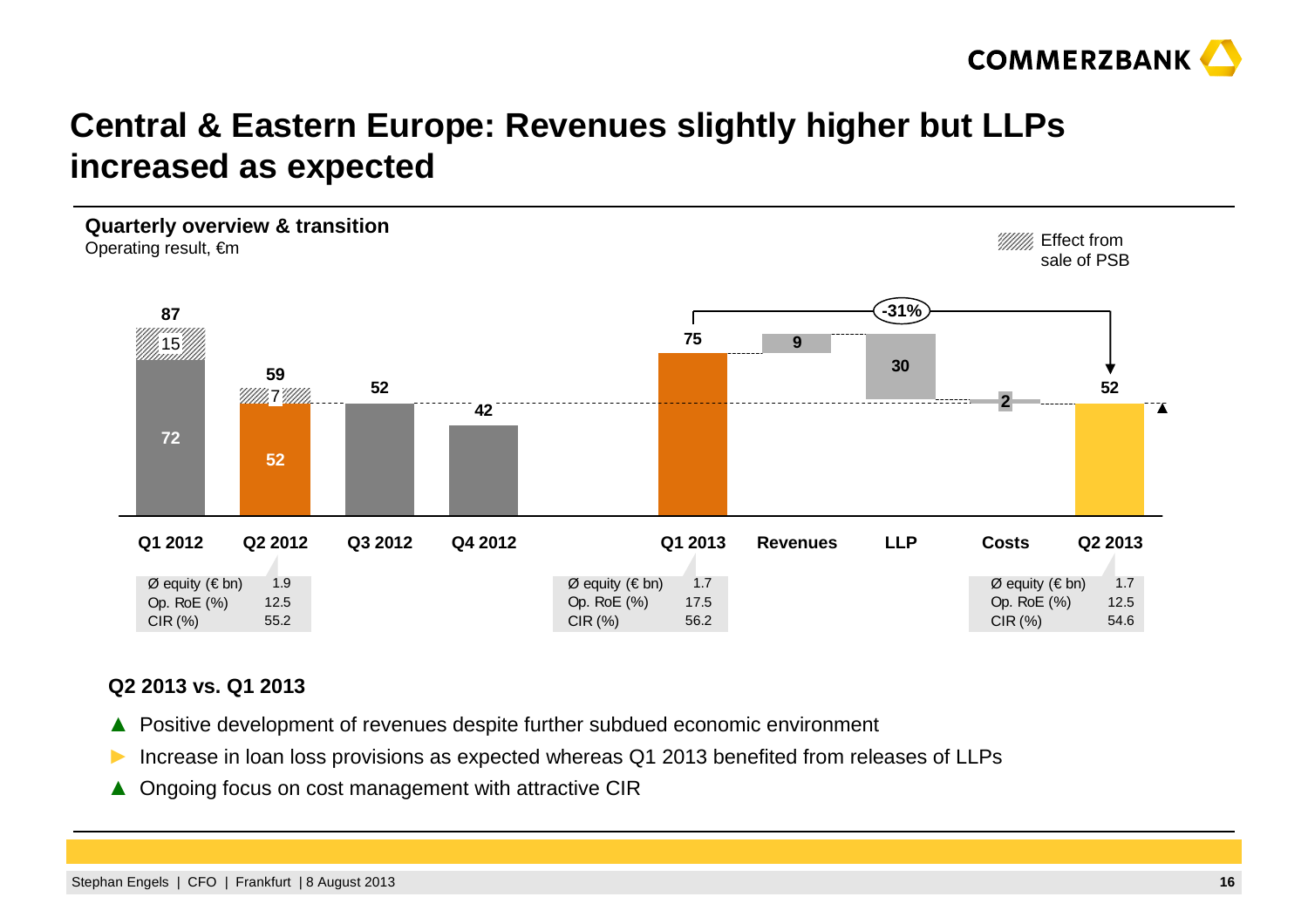# Central & Eastern Europe: Revenues slightly higher but LLPs increased as expected

**Quarterly overview & transition**

Operating result, €m

Effect from sale of PSB

| | Q1 2012 | Q2 2012 | Q3 2012 | Q4 2012 | Q1 2013 | Revenues | LLP | Costs | Q2 2013 |
|---|---|---|---|---|---|---|---|---|---|
| Operating result | 87 (72 + 15 effect from sale of PSB) | 59 (52 + 7 effect from sale of PSB) | 52 | 42 | 75 | 9 | 30 | 2 | 52 |

Q1 2013 to Q2 2013: -31%

| | Q2 2012 | Q1 2013 | Q2 2013 |
|---|---|---|---|
| Ø equity (€ bn) | 1.9 | 1.7 | 1.7 |
| Op. RoE (%) | 12.5 | 17.5 | 12.5 |
| CIR (%) | 55.2 | 56.2 | 54.6 |

**Q2 2013 vs. Q1 2013**

- ▲ Positive development of revenues despite further subdued economic environment
- ► Increase in loan loss provisions as expected whereas Q1 2013 benefited from releases of LLPs
- ▲ Ongoing focus on cost management with attractive CIR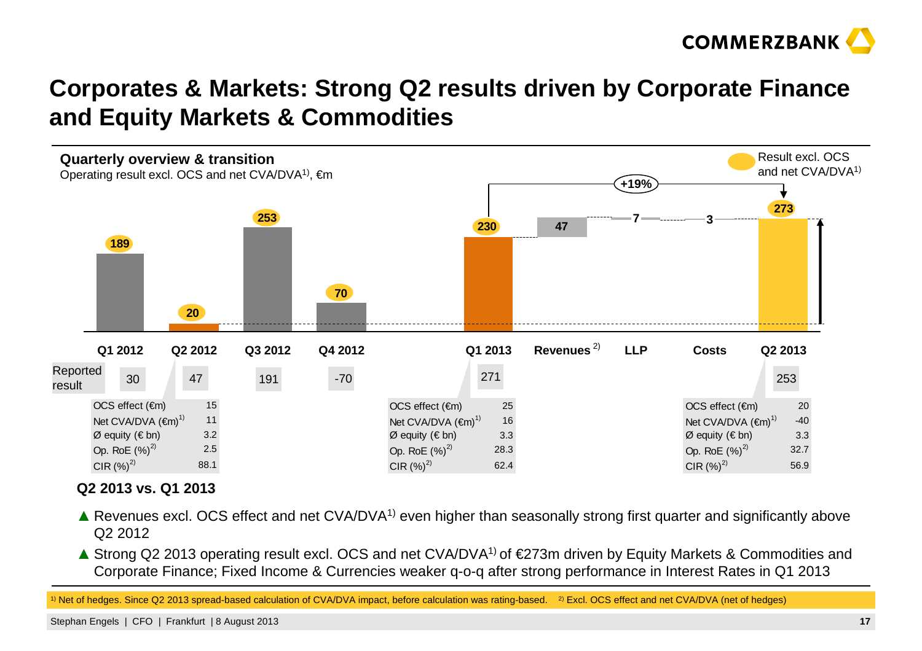# Corporates & Markets: Strong Q2 results driven by Corporate Finance and Equity Markets & Commodities

**Quarterly overview & transition**
Operating result excl. OCS and net CVA/DVA[1], €m

Result excl. OCS and net CVA/DVA[1]

| | Q1 2012 | Q2 2012 | Q3 2012 | Q4 2012 | Q1 2013 | Revenues [2] | LLP | Costs | Q2 2013 |
|---|---|---|---|---|---|---|---|---|---|
| Result excl. OCS and net CVA/DVA | 189 | 20 | 253 | 70 | 230 | 47 | 7 | 3 | 273 |
| Reported result | 30 | 47 | 191 | -70 | 271 | | | | 253 |

+19% (Q1 2013 to Q2 2013)

| | Q2 2012 | Q1 2013 | Q2 2013 |
|---|---|---|---|
| OCS effect (€m) | 15 | 25 | 20 |
| Net CVA/DVA (€m)[1] | 11 | 16 | -40 |
| Ø equity (€ bn) | 3.2 | 3.3 | 3.3 |
| Op. RoE (%)[2] | 2.5 | 28.3 | 32.7 |
| CIR (%)[2] | 88.1 | 62.4 | 56.9 |

**Q2 2013 vs. Q1 2013**

- ▲ Revenues excl. OCS effect and net CVA/DVA[1] even higher than seasonally strong first quarter and significantly above Q2 2012
- ▲ Strong Q2 2013 operating result excl. OCS and net CVA/DVA[1] of €273m driven by Equity Markets & Commodities and Corporate Finance; Fixed Income & Currencies weaker q-o-q after strong performance in Interest Rates in Q1 2013

[1] Net of hedges. Since Q2 2013 spread-based calculation of CVA/DVA impact, before calculation was rating-based. [2] Excl. OCS effect and net CVA/DVA (net of hedges)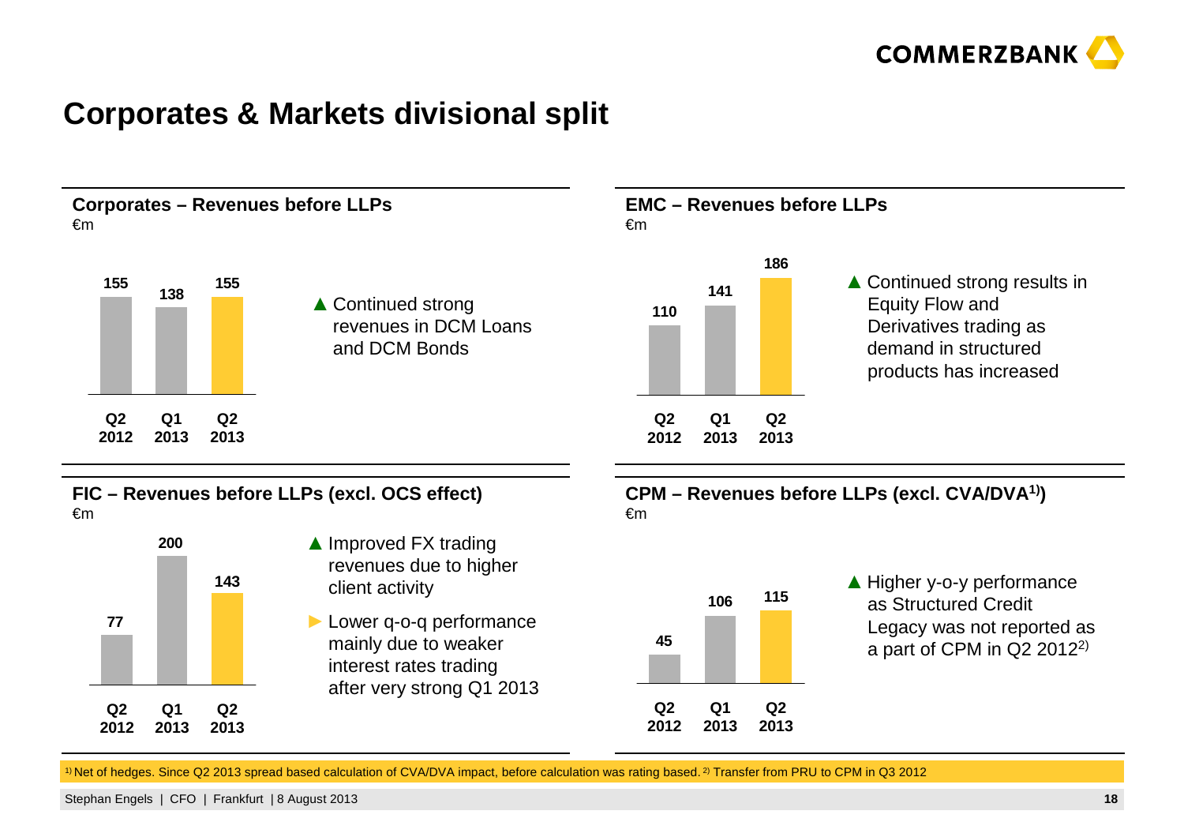# Corporates & Markets divisional split

### Corporates – Revenues before LLPs

€m

| Q2 2012 | Q1 2013 | Q2 2013 |
|---|---|---|
| 155 | 138 | 155 |

▲ Continued strong revenues in DCM Loans and DCM Bonds

### EMC – Revenues before LLPs

€m

| Q2 2012 | Q1 2013 | Q2 2013 |
|---|---|---|
| 110 | 141 | 186 |

▲ Continued strong results in Equity Flow and Derivatives trading as demand in structured products has increased

### FIC – Revenues before LLPs (excl. OCS effect)

€m

| Q2 2012 | Q1 2013 | Q2 2013 |
|---|---|---|
| 77 | 200 | 143 |

▲ Improved FX trading revenues due to higher client activity

► Lower q-o-q performance mainly due to weaker interest rates trading after very strong Q1 2013

### CPM – Revenues before LLPs (excl. CVA/DVA[1])

€m

| Q2 2012 | Q1 2013 | Q2 2013 |
|---|---|---|
| 45 | 106 | 115 |

▲ Higher y-o-y performance as Structured Credit Legacy was not reported as a part of CPM in Q2 2012[2]

[1] Net of hedges. Since Q2 2013 spread based calculation of CVA/DVA impact, before calculation was rating based. [2] Transfer from PRU to CPM in Q3 2012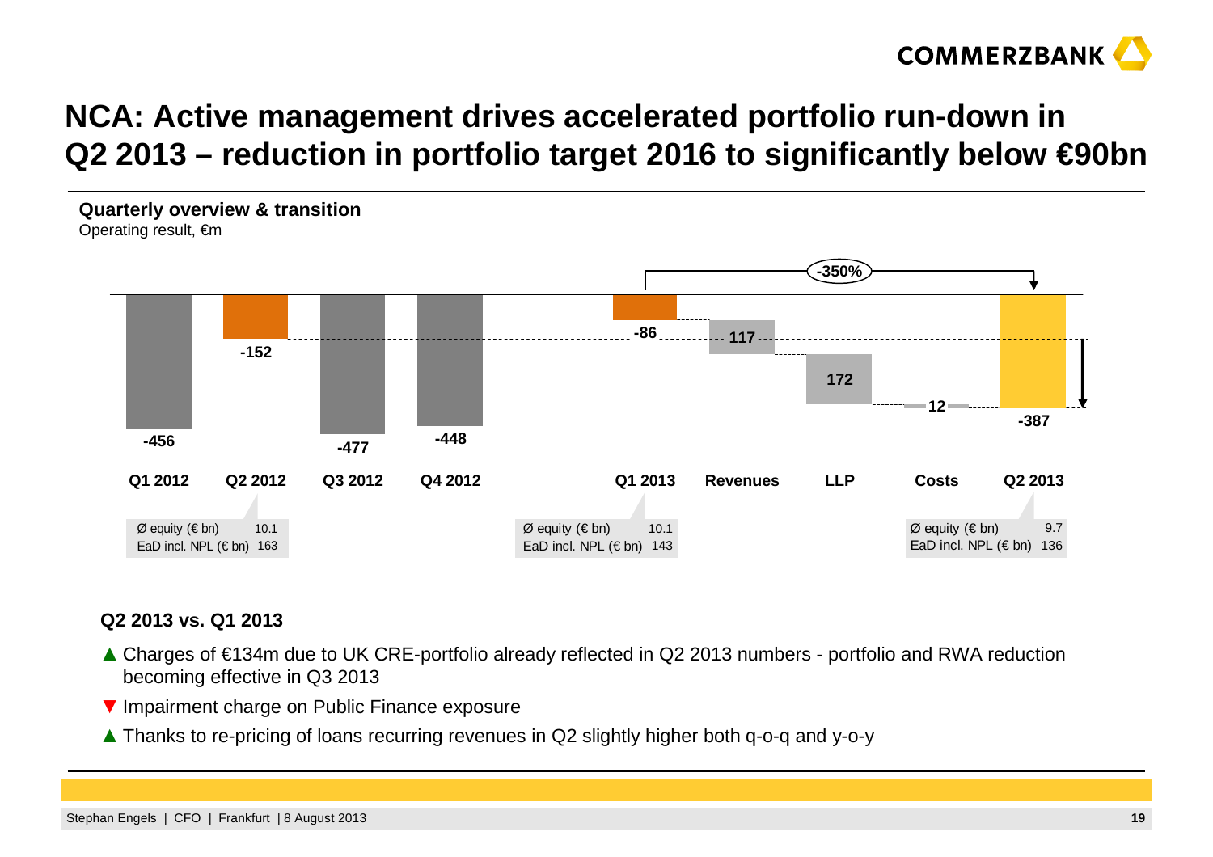# NCA: Active management drives accelerated portfolio run-down in Q2 2013 – reduction in portfolio target 2016 to significantly below €90bn

**Quarterly overview & transition**

Operating result, €m

| Q1 2012 | Q2 2012 | Q3 2012 | Q4 2012 | Q1 2013 | Revenues | LLP | Costs | Q2 2013 |
|---|---|---|---|---|---|---|---|---|
| -456 | -152 | -477 | -448 | -86 | 117 | 172 | 12 | -387 |

-350% (Q1 2013 to Q2 2013)

| | Q2 2012 | Q1 2013 | Q2 2013 |
|---|---|---|---|
| Ø equity (€ bn) | 10.1 | 10.1 | 9.7 |
| EaD incl. NPL (€ bn) | 163 | 143 | 136 |

**Q2 2013 vs. Q1 2013**

- ▲ Charges of €134m due to UK CRE-portfolio already reflected in Q2 2013 numbers - portfolio and RWA reduction becoming effective in Q3 2013
- ▼ Impairment charge on Public Finance exposure
- ▲ Thanks to re-pricing of loans recurring revenues in Q2 slightly higher both q-o-q and y-o-y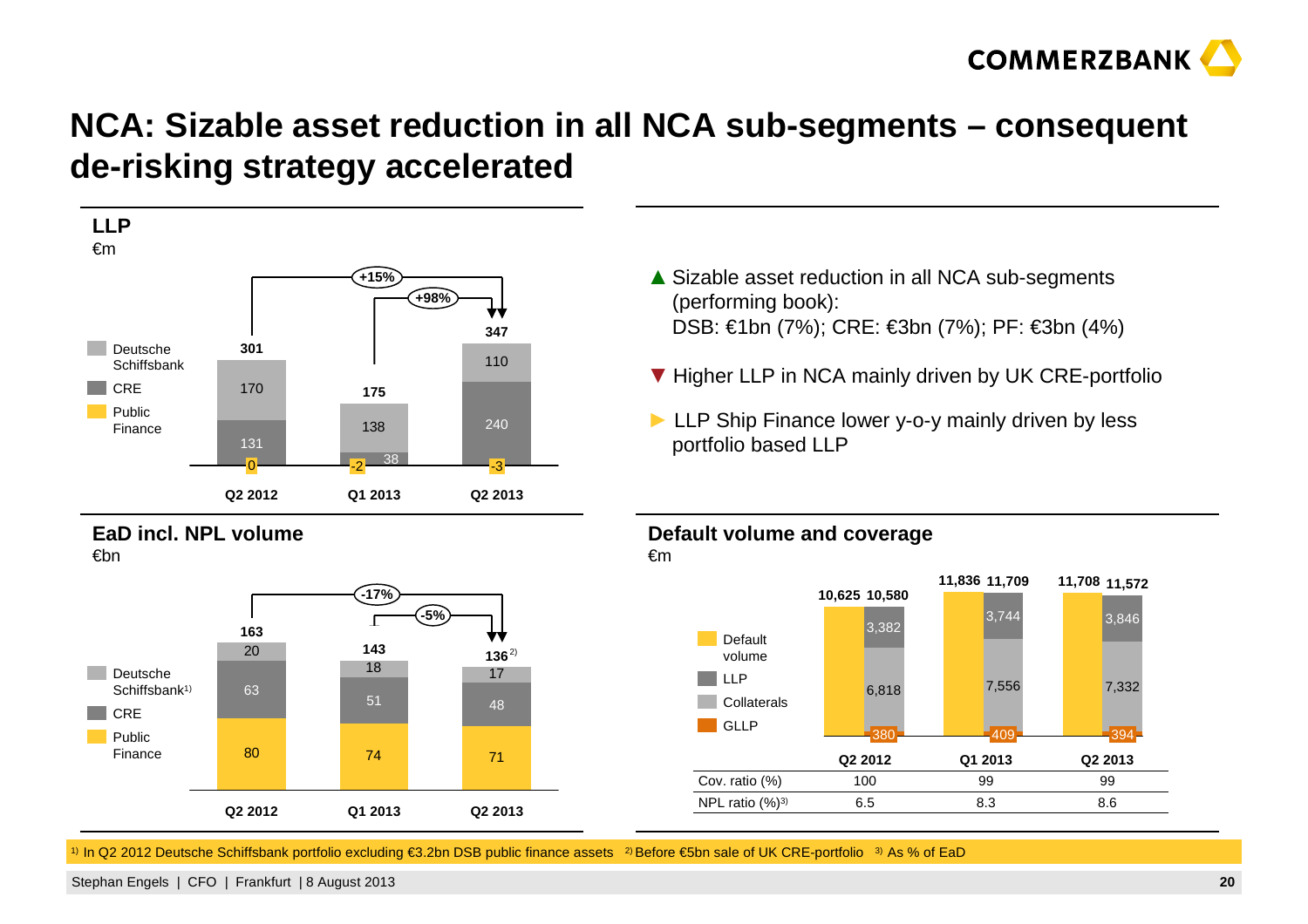# NCA: Sizable asset reduction in all NCA sub-segments – consequent de-risking strategy accelerated

## LLP

€m

| | Q2 2012 | Q1 2013 | Q2 2013 |
|---|---|---|---|
| Deutsche Schiffsbank | 170 | 138 | 110 |
| CRE | 131 | 38 | 240 |
| Public Finance | 0 | -2 | -3 |
| **Total** | **301** | **175** | **347** |

Q2 2012 → Q2 2013: +15%; Q1 2013 → Q2 2013: +98%

- ▲ Sizable asset reduction in all NCA sub-segments (performing book): DSB: €1bn (7%); CRE: €3bn (7%); PF: €3bn (4%)
- ▼ Higher LLP in NCA mainly driven by UK CRE-portfolio
- ► LLP Ship Finance lower y-o-y mainly driven by less portfolio based LLP

## EaD incl. NPL volume

€bn

| | Q2 2012 | Q1 2013 | Q2 2013 |
|---|---|---|---|
| Deutsche Schiffsbank[1] | 20 | 18 | 17 |
| CRE | 63 | 51 | 48 |
| Public Finance | 80 | 74 | 71 |
| **Total** | **163** | **143** | **136**[2] |

Q2 2012 → Q2 2013: -17%; Q1 2013 → Q2 2013: -5%

## Default volume and coverage

€m

| | Q2 2012 | Q1 2013 | Q2 2013 |
|---|---|---|---|
| Default volume | 10,625 | 11,836 | 11,708 |
| LLP | 3,382 | 3,744 | 3,846 |
| Collaterals | 6,818 | 7,556 | 7,332 |
| GLLP | 380 | 409 | 394 |
| Total coverage | 10,580 | 11,709 | 11,572 |
| Cov. ratio (%) | 100 | 99 | 99 |
| NPL ratio (%)[3] | 6.5 | 8.3 | 8.6 |

[1] In Q2 2012 Deutsche Schiffsbank portfolio excluding €3.2bn DSB public finance assets [2] Before €5bn sale of UK CRE-portfolio [3] As % of EaD

Stephan Engels | CFO | Frankfurt | 8 August 2013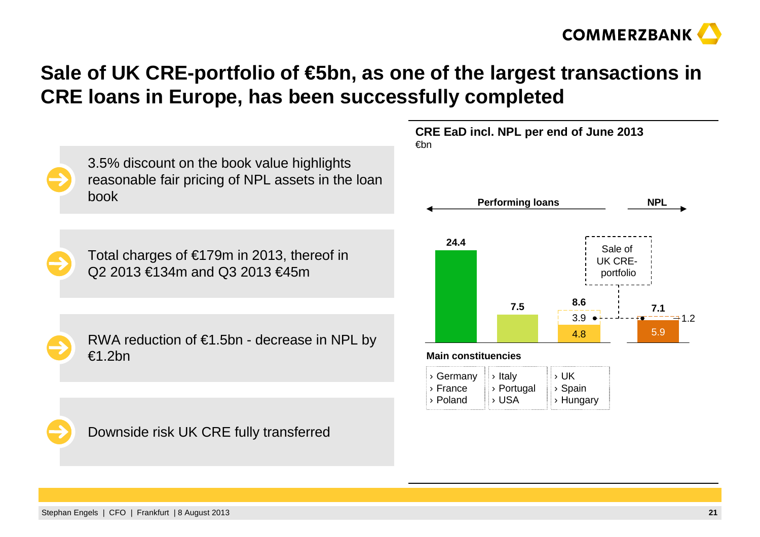# Sale of UK CRE-portfolio of €5bn, as one of the largest transactions in CRE loans in Europe, has been successfully completed

- 3.5% discount on the book value highlights reasonable fair pricing of NPL assets in the loan book
- Total charges of €179m in 2013, thereof in Q2 2013 €134m and Q3 2013 €45m
- RWA reduction of €1.5bn - decrease in NPL by €1.2bn
- Downside risk UK CRE fully transferred

**CRE EaD incl. NPL per end of June 2013**
€bn

| | Performing loans | | | NPL |
|---|---|---|---|---|
| Total | 24.4 | 7.5 | 8.6 | 7.1 |
| Sale of UK CRE-portfolio | | | 3.9 | 1.2 |
| Remaining | | | 4.8 | 5.9 |

**Main constituencies**

| | | |
|---|---|---|
| › Germany<br>› France<br>› Poland | › Italy<br>› Portugal<br>› USA | › UK<br>› Spain<br>› Hungary |

Stephan Engels | CFO | Frankfurt | 8 August 2013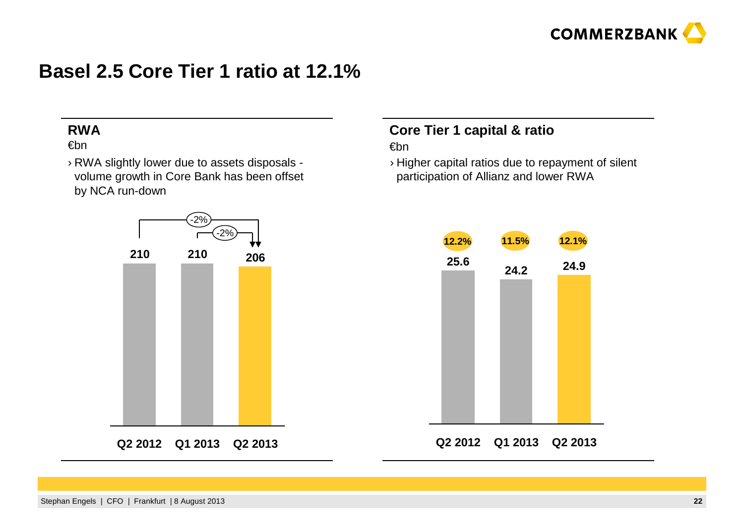# Basel 2.5 Core Tier 1 ratio at 12.1%

## RWA

€bn

› RWA slightly lower due to assets disposals - volume growth in Core Bank has been offset by NCA run-down

| | Q2 2012 | Q1 2013 | Q2 2013 |
|---|---|---|---|
| RWA | 210 | 210 | 206 |

Change Q2 2012 to Q2 2013: -2%; Q1 2013 to Q2 2013: -2%

## Core Tier 1 capital & ratio

€bn

› Higher capital ratios due to repayment of silent participation of Allianz and lower RWA

| | Q2 2012 | Q1 2013 | Q2 2013 |
|---|---|---|---|
| Core Tier 1 capital | 25.6 | 24.2 | 24.9 |
| Core Tier 1 ratio | 12.2% | 11.5% | 12.1% |

Stephan Engels | CFO | Frankfurt | 8 August 2013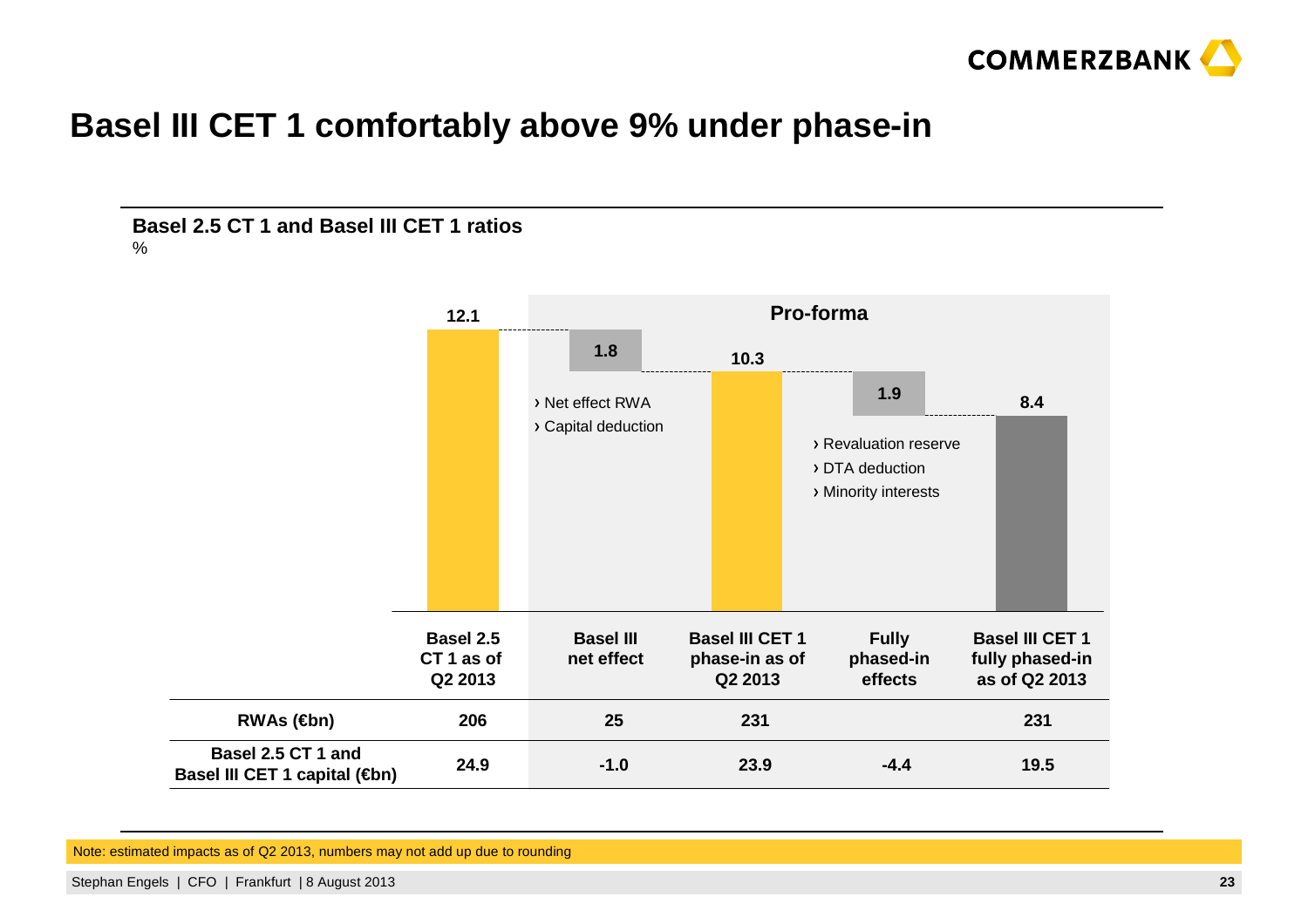# Basel III CET 1 comfortably above 9% under phase-in

**Basel 2.5 CT 1 and Basel III CET 1 ratios**

%

Pro-forma

| | Basel 2.5 CT 1 as of Q2 2013 | Basel III net effect | Basel III CET 1 phase-in as of Q2 2013 | Fully phased-in effects | Basel III CET 1 fully phased-in as of Q2 2013 |
|---|---|---|---|---|---|
| Ratio (%) | 12.1 | 1.8 | 10.3 | 1.9 | 8.4 |
| **RWAs (€bn)** | **206** | **25** | **231** | | **231** |
| **Basel 2.5 CT 1 and Basel III CET 1 capital (€bn)** | **24.9** | **-1.0** | **23.9** | **-4.4** | **19.5** |

Basel III net effect:
- › Net effect RWA
- › Capital deduction

Fully phased-in effects:
- › Revaluation reserve
- › DTA deduction
- › Minority interests

Note: estimated impacts as of Q2 2013, numbers may not add up due to rounding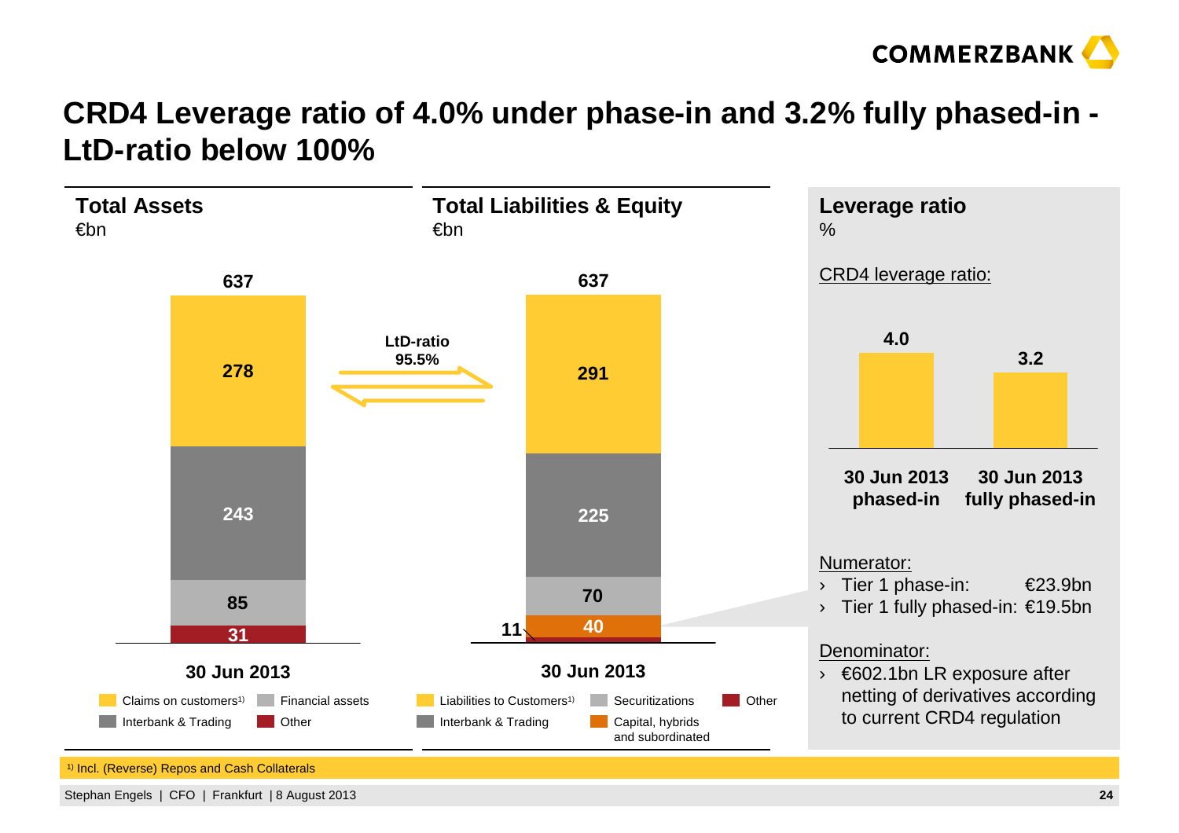# CRD4 Leverage ratio of 4.0% under phase-in and 3.2% fully phased-in - LtD-ratio below 100%

## Total Assets
€bn

| 30 Jun 2013 | |
|---|---|
| Claims on customers[1] | 278 |
| Interbank & Trading | 243 |
| Financial assets | 85 |
| Other | 31 |
| **Total** | **637** |

LtD-ratio 95.5%

## Total Liabilities & Equity
€bn

| 30 Jun 2013 | |
|---|---|
| Liabilities to Customers[1] | 291 |
| Interbank & Trading | 225 |
| Securitizations | 70 |
| Capital, hybrids and subordinated | 40 |
| Other | 11 |
| **Total** | **637** |

## Leverage ratio
%

CRD4 leverage ratio:

| | % |
|---|---|
| 30 Jun 2013 phased-in | 4.0 |
| 30 Jun 2013 fully phased-in | 3.2 |

Numerator:
- Tier 1 phase-in: €23.9bn
- Tier 1 fully phased-in: €19.5bn

Denominator:
- €602.1bn LR exposure after netting of derivatives according to current CRD4 regulation

[1] Incl. (Reverse) Repos and Cash Collaterals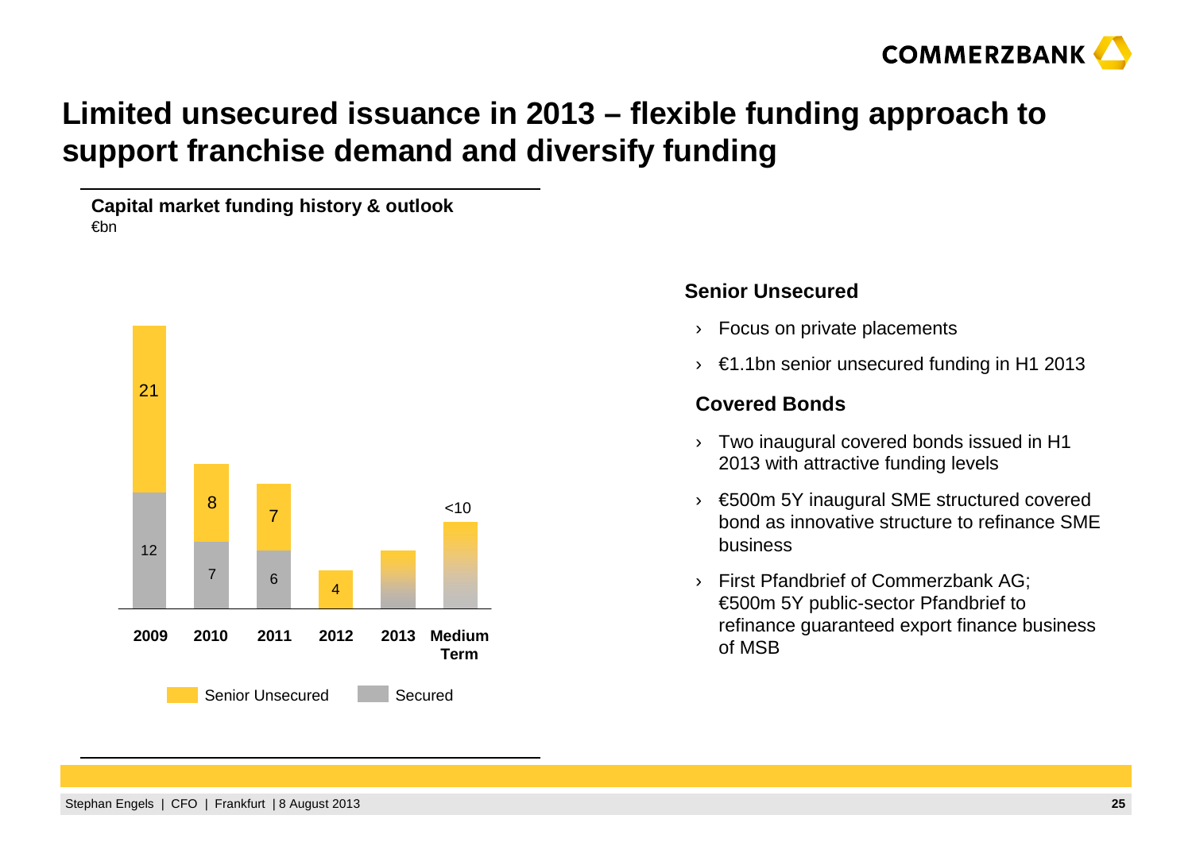# Limited unsecured issuance in 2013 – flexible funding approach to support franchise demand and diversify funding

**Capital market funding history & outlook**
€bn

| | 2009 | 2010 | 2011 | 2012 | 2013 | Medium Term |
|---|---|---|---|---|---|---|
| Senior Unsecured | 21 | 8 | 7 | 4 | | <10 |
| Secured | 12 | 7 | 6 | | | |

Senior Unsecured | Secured

### Senior Unsecured

- Focus on private placements
- €1.1bn senior unsecured funding in H1 2013

### Covered Bonds

- Two inaugural covered bonds issued in H1 2013 with attractive funding levels
- €500m 5Y inaugural SME structured covered bond as innovative structure to refinance SME business
- First Pfandbrief of Commerzbank AG; €500m 5Y public-sector Pfandbrief to refinance guaranteed export finance business of MSB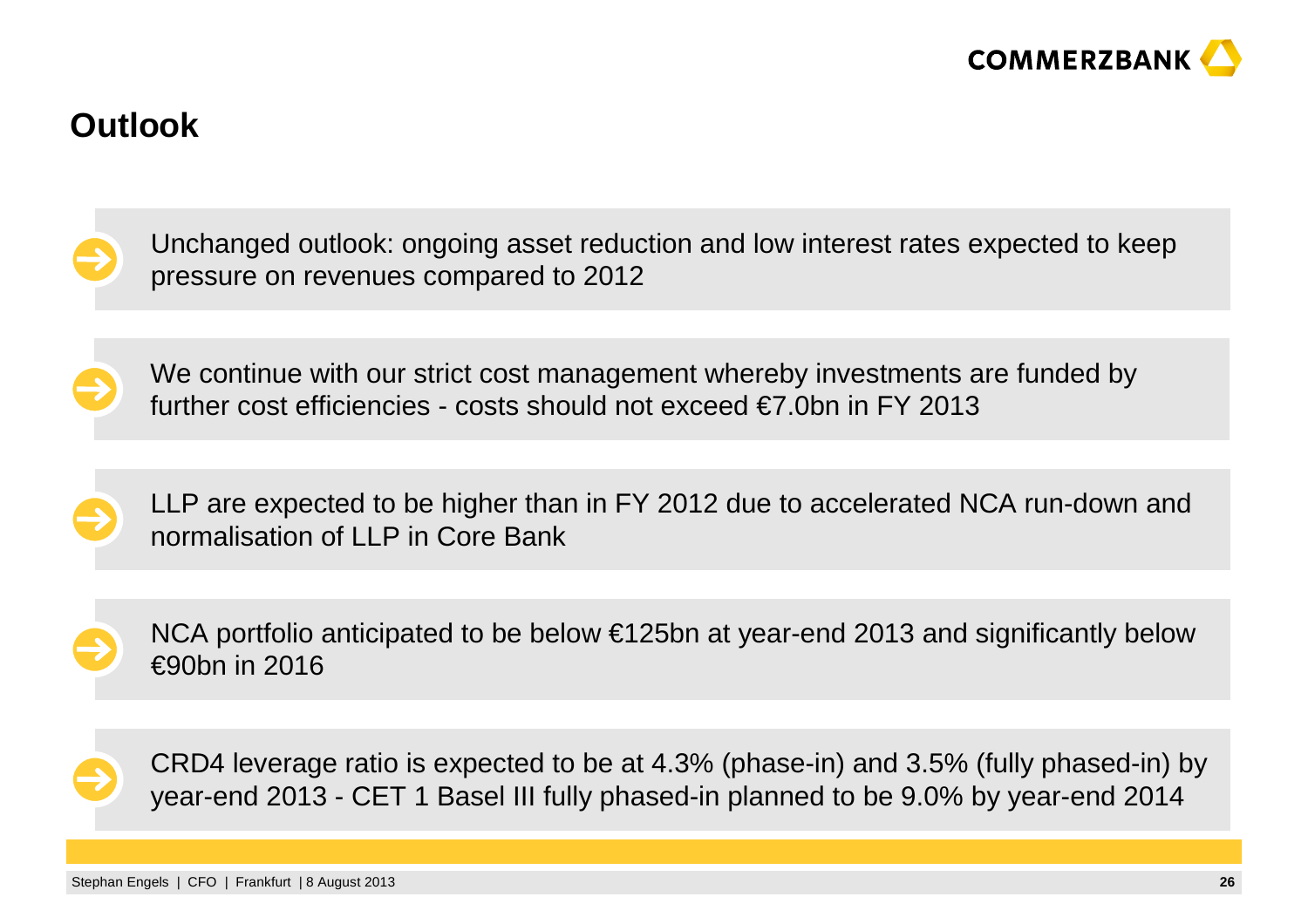# Outlook

- Unchanged outlook: ongoing asset reduction and low interest rates expected to keep pressure on revenues compared to 2012

- We continue with our strict cost management whereby investments are funded by further cost efficiencies - costs should not exceed €7.0bn in FY 2013

- LLP are expected to be higher than in FY 2012 due to accelerated NCA run-down and normalisation of LLP in Core Bank

- NCA portfolio anticipated to be below €125bn at year-end 2013 and significantly below €90bn in 2016

- CRD4 leverage ratio is expected to be at 4.3% (phase-in) and 3.5% (fully phased-in) by year-end 2013 - CET 1 Basel III fully phased-in planned to be 9.0% by year-end 2014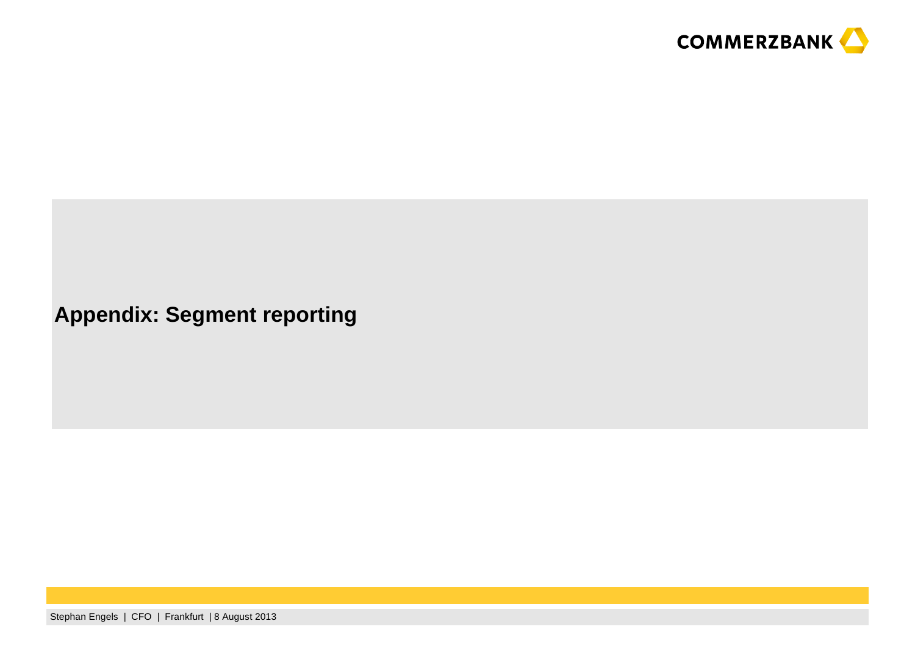# Appendix: Segment reporting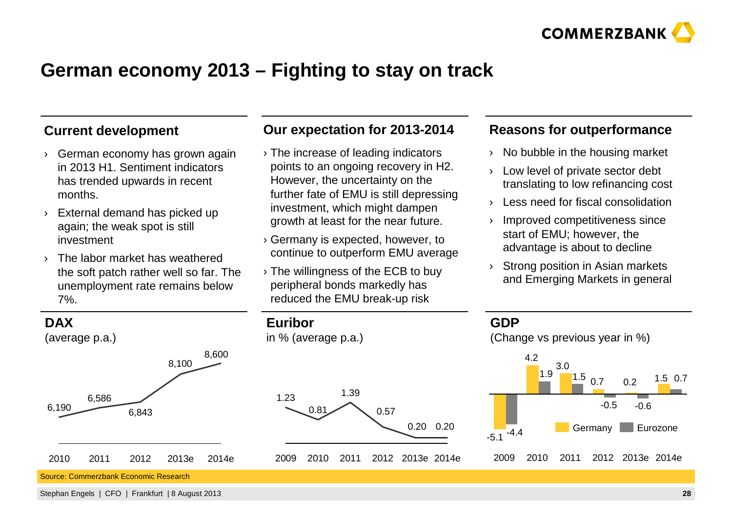# German economy 2013 – Fighting to stay on track

## Current development

- German economy has grown again in 2013 H1. Sentiment indicators has trended upwards in recent months.
- External demand has picked up again; the weak spot is still investment
- The labor market has weathered the soft patch rather well so far. The unemployment rate remains below 7%.

## Our expectation for 2013-2014

- The increase of leading indicators points to an ongoing recovery in H2. However, the uncertainty on the further fate of EMU is still depressing investment, which might dampen growth at least for the near future.
- Germany is expected, however, to continue to outperform EMU average
- The willingness of the ECB to buy peripheral bonds markedly has reduced the EMU break-up risk

## Reasons for outperformance

- No bubble in the housing market
- Low level of private sector debt translating to low refinancing cost
- Less need for fiscal consolidation
- Improved competitiveness since start of EMU; however, the advantage is about to decline
- Strong position in Asian markets and Emerging Markets in general

## DAX

(average p.a.)

| 2010 | 2011 | 2012 | 2013e | 2014e |
|---|---|---|---|---|
| 6,190 | 6,586 | 6,843 | 8,100 | 8,600 |

## Euribor

in % (average p.a.)

| 2009 | 2010 | 2011 | 2012 | 2013e | 2014e |
|---|---|---|---|---|---|
| 1.23 | 0.81 | 1.39 | 0.57 | 0.20 | 0.20 |

## GDP

(Change vs previous year in %)

| | 2009 | 2010 | 2011 | 2012 | 2013e | 2014e |
|---|---|---|---|---|---|---|
| Germany | -5.1 | 4.2 | 3.0 | 0.7 | 0.2 | 1.5 |
| Eurozone | -4.4 | 1.9 | 1.5 | -0.5 | -0.6 | 0.7 |

Source: Commerzbank Economic Research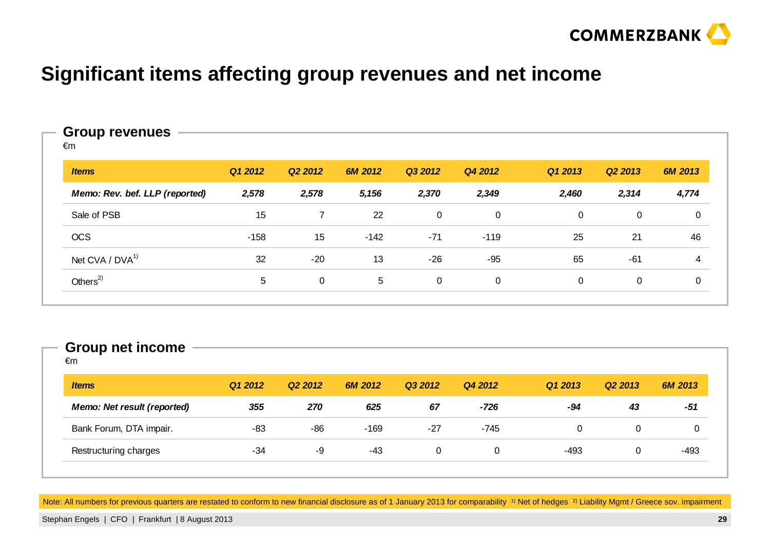# Significant items affecting group revenues and net income

## Group revenues

€m

| *Items* | *Q1 2012* | *Q2 2012* | *6M 2012* | *Q3 2012* | *Q4 2012* | *Q1 2013* | *Q2 2013* | *6M 2013* |
|---|---|---|---|---|---|---|---|---|
| ***Memo: Rev. bef. LLP (reported)*** | ***2,578*** | ***2,578*** | ***5,156*** | ***2,370*** | ***2,349*** | ***2,460*** | ***2,314*** | ***4,774*** |
| Sale of PSB | 15 | 7 | 22 | 0 | 0 | 0 | 0 | 0 |
| OCS | -158 | 15 | -142 | -71 | -119 | 25 | 21 | 46 |
| Net CVA / DVA[1] | 32 | -20 | 13 | -26 | -95 | 65 | -61 | 4 |
| Others[2] | 5 | 0 | 5 | 0 | 0 | 0 | 0 | 0 |

## Group net income

€m

| *Items* | *Q1 2012* | *Q2 2012* | *6M 2012* | *Q3 2012* | *Q4 2012* | *Q1 2013* | *Q2 2013* | *6M 2013* |
|---|---|---|---|---|---|---|---|---|
| ***Memo: Net result (reported)*** | ***355*** | ***270*** | ***625*** | ***67*** | ***-726*** | ***-94*** | ***43*** | ***-51*** |
| Bank Forum, DTA impair. | -83 | -86 | -169 | -27 | -745 | 0 | 0 | 0 |
| Restructuring charges | -34 | -9 | -43 | 0 | 0 | -493 | 0 | -493 |

Note: All numbers for previous quarters are restated to conform to new financial disclosure as of 1 January 2013 for comparability [1] Net of hedges [2] Liability Mgmt / Greece sov. impairment

Stephan Engels | CFO | Frankfurt | 8 August 2013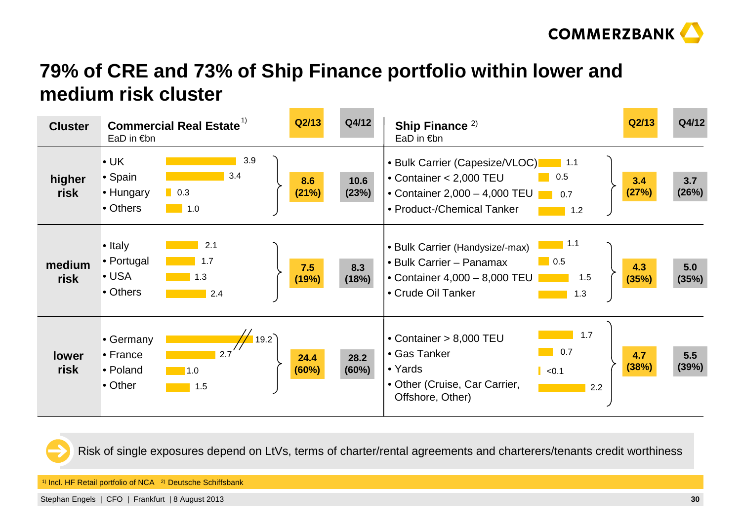# 79% of CRE and 73% of Ship Finance portfolio within lower and medium risk cluster

| Cluster | Commercial Real Estate[1] EaD in €bn | | Q2/13 | Q4/12 | Ship Finance [2] EaD in €bn | | Q2/13 | Q4/12 |
|---|---|---|---|---|---|---|---|---|
| **higher risk** | • UK | 3.9 | **8.6 (21%)** | **10.6 (23%)** | • Bulk Carrier (Capesize/VLOC) | 1.1 | **3.4 (27%)** | **3.7 (26%)** |
| | • Spain | 3.4 | | | • Container < 2,000 TEU | 0.5 | | |
| | • Hungary | 0.3 | | | • Container 2,000 – 4,000 TEU | 0.7 | | |
| | • Others | 1.0 | | | • Product-/Chemical Tanker | 1.2 | | |
| **medium risk** | • Italy | 2.1 | **7.5 (19%)** | **8.3 (18%)** | • Bulk Carrier (Handysize/-max) | 1.1 | **4.3 (35%)** | **5.0 (35%)** |
| | • Portugal | 1.7 | | | • Bulk Carrier – Panamax | 0.5 | | |
| | • USA | 1.3 | | | • Container 4,000 – 8,000 TEU | 1.5 | | |
| | • Others | 2.4 | | | • Crude Oil Tanker | 1.3 | | |
| **lower risk** | • Germany | 19.2 | **24.4 (60%)** | **28.2 (60%)** | • Container > 8,000 TEU | 1.7 | **4.7 (38%)** | **5.5 (39%)** |
| | • France | 2.7 | | | • Gas Tanker | 0.7 | | |
| | • Poland | 1.0 | | | • Yards | <0.1 | | |
| | • Other | 1.5 | | | • Other (Cruise, Car Carrier, Offshore, Other) | 2.2 | | |

Risk of single exposures depend on LtVs, terms of charter/rental agreements and charterers/tenants credit worthiness

[1] Incl. HF Retail portfolio of NCA [2] Deutsche Schiffsbank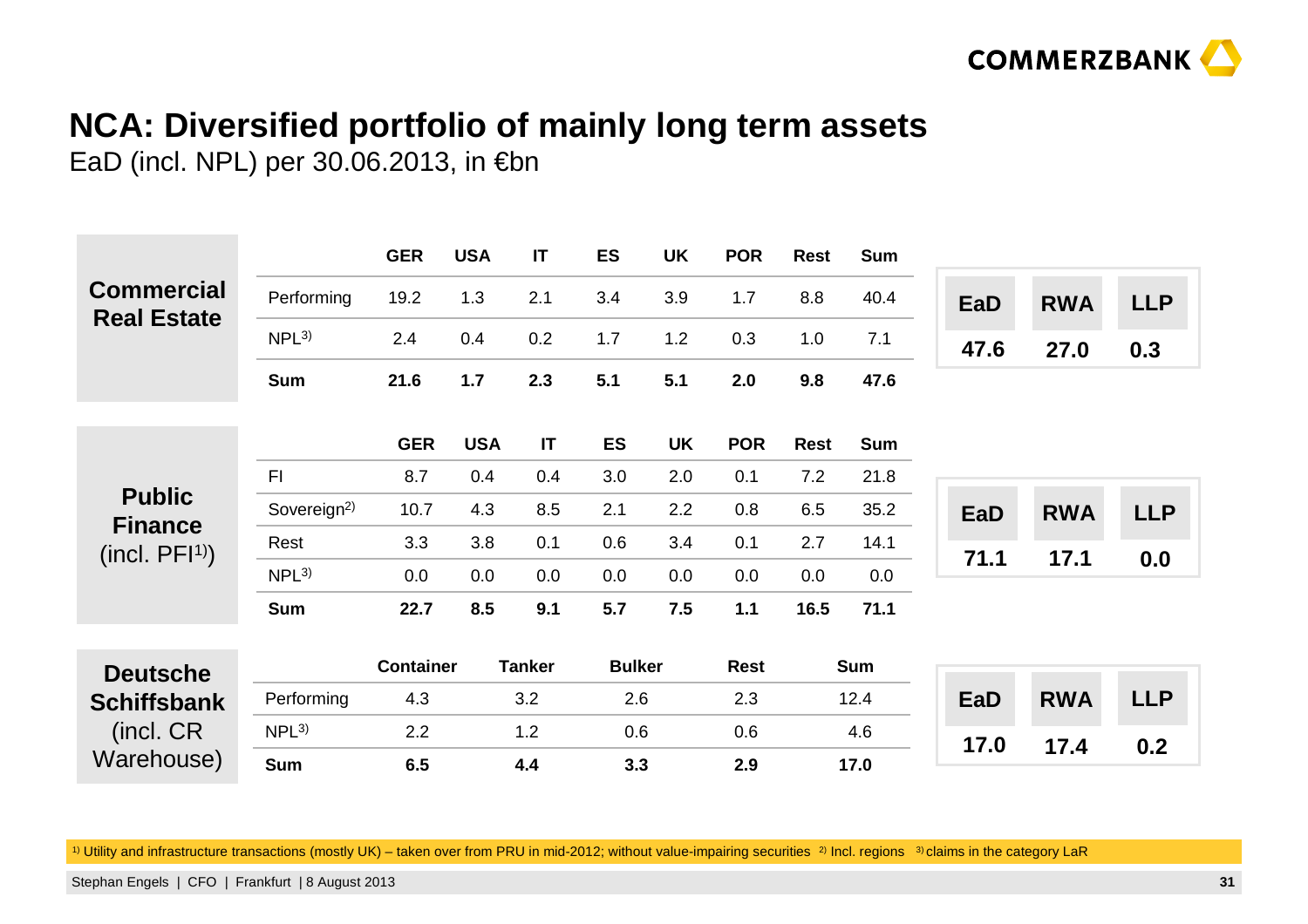# NCA: Diversified portfolio of mainly long term assets

EaD (incl. NPL) per 30.06.2013, in €bn

## Commercial Real Estate

| | GER | USA | IT | ES | UK | POR | Rest | Sum |
|---|---|---|---|---|---|---|---|---|
| Performing | 19.2 | 1.3 | 2.1 | 3.4 | 3.9 | 1.7 | 8.8 | 40.4 |
| NPL[3] | 2.4 | 0.4 | 0.2 | 1.7 | 1.2 | 0.3 | 1.0 | 7.1 |
| **Sum** | **21.6** | **1.7** | **2.3** | **5.1** | **5.1** | **2.0** | **9.8** | **47.6** |

| EaD | RWA | LLP |
|---|---|---|
| **47.6** | **27.0** | **0.3** |

## Public Finance (incl. PFI[1])

| | GER | USA | IT | ES | UK | POR | Rest | Sum |
|---|---|---|---|---|---|---|---|---|
| FI | 8.7 | 0.4 | 0.4 | 3.0 | 2.0 | 0.1 | 7.2 | 21.8 |
| Sovereign[2] | 10.7 | 4.3 | 8.5 | 2.1 | 2.2 | 0.8 | 6.5 | 35.2 |
| Rest | 3.3 | 3.8 | 0.1 | 0.6 | 3.4 | 0.1 | 2.7 | 14.1 |
| NPL[3] | 0.0 | 0.0 | 0.0 | 0.0 | 0.0 | 0.0 | 0.0 | 0.0 |
| **Sum** | **22.7** | **8.5** | **9.1** | **5.7** | **7.5** | **1.1** | **16.5** | **71.1** |

| EaD | RWA | LLP |
|---|---|---|
| **71.1** | **17.1** | **0.0** |

## Deutsche Schiffsbank (incl. CR Warehouse)

| | Container | Tanker | Bulker | Rest | Sum |
|---|---|---|---|---|---|
| Performing | 4.3 | 3.2 | 2.6 | 2.3 | 12.4 |
| NPL[3] | 2.2 | 1.2 | 0.6 | 0.6 | 4.6 |
| **Sum** | **6.5** | **4.4** | **3.3** | **2.9** | **17.0** |

| EaD | RWA | LLP |
|---|---|---|
| **17.0** | **17.4** | **0.2** |

[1] Utility and infrastructure transactions (mostly UK) – taken over from PRU in mid-2012; without value-impairing securities [2] Incl. regions [3] claims in the category LaR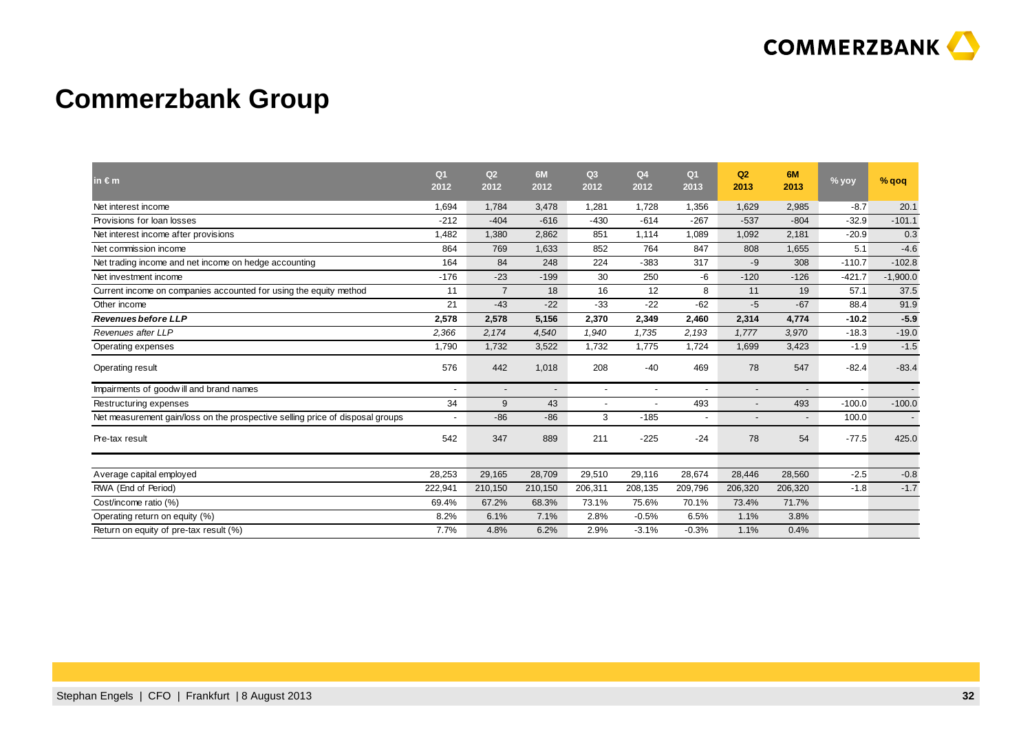# Commerzbank Group

| in € m | Q1 2012 | Q2 2012 | 6M 2012 | Q3 2012 | Q4 2012 | Q1 2013 | Q2 2013 | 6M 2013 | % yoy | % qoq |
|---|---|---|---|---|---|---|---|---|---|---|
| Net interest income | 1,694 | 1,784 | 3,478 | 1,281 | 1,728 | 1,356 | 1,629 | 2,985 | -8.7 | 20.1 |
| Provisions for loan losses | -212 | -404 | -616 | -430 | -614 | -267 | -537 | -804 | -32.9 | -101.1 |
| Net interest income after provisions | 1,482 | 1,380 | 2,862 | 851 | 1,114 | 1,089 | 1,092 | 2,181 | -20.9 | 0.3 |
| Net commission income | 864 | 769 | 1,633 | 852 | 764 | 847 | 808 | 1,655 | 5.1 | -4.6 |
| Net trading income and net income on hedge accounting | 164 | 84 | 248 | 224 | -383 | 317 | -9 | 308 | -110.7 | -102.8 |
| Net investment income | -176 | -23 | -199 | 30 | 250 | -6 | -120 | -126 | -421.7 | -1,900.0 |
| Current income on companies accounted for using the equity method | 11 | 7 | 18 | 16 | 12 | 8 | 11 | 19 | 57.1 | 37.5 |
| Other income | 21 | -43 | -22 | -33 | -22 | -62 | -5 | -67 | 88.4 | 91.9 |
| ***Revenues before LLP*** | **2,578** | **2,578** | **5,156** | **2,370** | **2,349** | **2,460** | **2,314** | **4,774** | **-10.2** | **-5.9** |
| *Revenues after LLP* | *2,366* | *2,174* | *4,540* | *1,940* | *1,735* | *2,193* | *1,777* | *3,970* | -18.3 | -19.0 |
| Operating expenses | 1,790 | 1,732 | 3,522 | 1,732 | 1,775 | 1,724 | 1,699 | 3,423 | -1.9 | -1.5 |
| Operating result | 576 | 442 | 1,018 | 208 | -40 | 469 | 78 | 547 | -82.4 | -83.4 |
| Impairments of goodwill and brand names | - | - | - | - | - | - | - | - | - | - |
| Restructuring expenses | 34 | 9 | 43 | - | - | 493 | - | 493 | -100.0 | -100.0 |
| Net measurement gain/loss on the prospective selling price of disposal groups | - | -86 | -86 | 3 | -185 | - | - | - | 100.0 | - |
| Pre-tax result | 542 | 347 | 889 | 211 | -225 | -24 | 78 | 54 | -77.5 | 425.0 |
| | | | | | | | | | | |
| Average capital employed | 28,253 | 29,165 | 28,709 | 29,510 | 29,116 | 28,674 | 28,446 | 28,560 | -2.5 | -0.8 |
| RWA (End of Period) | 222,941 | 210,150 | 210,150 | 206,311 | 208,135 | 209,796 | 206,320 | 206,320 | -1.8 | -1.7 |
| Cost/income ratio (%) | 69.4% | 67.2% | 68.3% | 73.1% | 75.6% | 70.1% | 73.4% | 71.7% | | |
| Operating return on equity (%) | 8.2% | 6.1% | 7.1% | 2.8% | -0.5% | 6.5% | 1.1% | 3.8% | | |
| Return on equity of pre-tax result (%) | 7.7% | 4.8% | 6.2% | 2.9% | -3.1% | -0.3% | 1.1% | 0.4% | | |

Stephan Engels | CFO | Frankfurt | 8 August 2013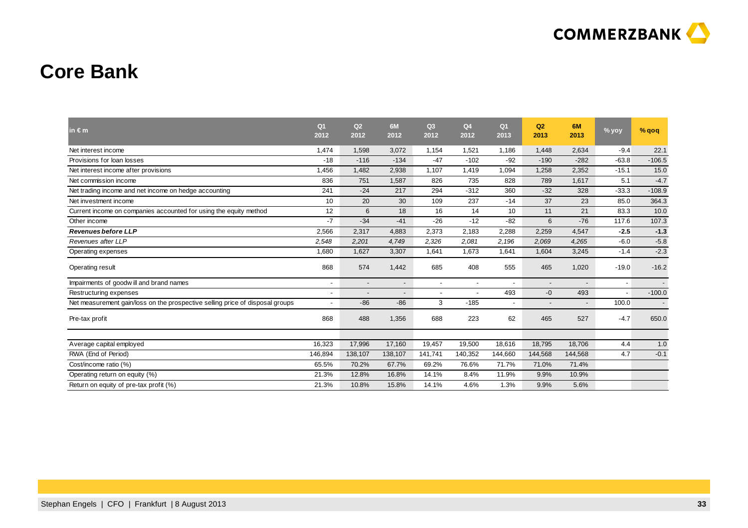# Core Bank

| in € m | Q1 2012 | Q2 2012 | 6M 2012 | Q3 2012 | Q4 2012 | Q1 2013 | Q2 2013 | 6M 2013 | % yoy | % qoq |
|---|---|---|---|---|---|---|---|---|---|---|
| Net interest income | 1,474 | 1,598 | 3,072 | 1,154 | 1,521 | 1,186 | 1,448 | 2,634 | -9.4 | 22.1 |
| Provisions for loan losses | -18 | -116 | -134 | -47 | -102 | -92 | -190 | -282 | -63.8 | -106.5 |
| Net interest income after provisions | 1,456 | 1,482 | 2,938 | 1,107 | 1,419 | 1,094 | 1,258 | 2,352 | -15.1 | 15.0 |
| Net commission income | 836 | 751 | 1,587 | 826 | 735 | 828 | 789 | 1,617 | 5.1 | -4.7 |
| Net trading income and net income on hedge accounting | 241 | -24 | 217 | 294 | -312 | 360 | -32 | 328 | -33.3 | -108.9 |
| Net investment income | 10 | 20 | 30 | 109 | 237 | -14 | 37 | 23 | 85.0 | 364.3 |
| Current income on companies accounted for using the equity method | 12 | 6 | 18 | 16 | 14 | 10 | 11 | 21 | 83.3 | 10.0 |
| Other income | -7 | -34 | -41 | -26 | -12 | -82 | 6 | -76 | 117.6 | 107.3 |
| ***Revenues before LLP*** | 2,566 | 2,317 | 4,883 | 2,373 | 2,183 | 2,288 | 2,259 | 4,547 | **-2.5** | **-1.3** |
| *Revenues after LLP* | *2,548* | *2,201* | *4,749* | *2,326* | *2,081* | *2,196* | *2,069* | *4,265* | -6.0 | -5.8 |
| Operating expenses | 1,680 | 1,627 | 3,307 | 1,641 | 1,673 | 1,641 | 1,604 | 3,245 | -1.4 | -2.3 |
| Operating result | 868 | 574 | 1,442 | 685 | 408 | 555 | 465 | 1,020 | -19.0 | -16.2 |
| Impairments of goodwill and brand names | - | - | - | - | - | - | - | - | - | - |
| Restructuring expenses | - | - | - | - | - | 493 | -0 | 493 | - | -100.0 |
| Net measurement gain/loss on the prospective selling price of disposal groups | - | -86 | -86 | 3 | -185 | - | - | - | 100.0 | - |
| Pre-tax profit | 868 | 488 | 1,356 | 688 | 223 | 62 | 465 | 527 | -4.7 | 650.0 |
| | | | | | | | | | | |
| Average capital employed | 16,323 | 17,996 | 17,160 | 19,457 | 19,500 | 18,616 | 18,795 | 18,706 | 4.4 | 1.0 |
| RWA (End of Period) | 146,894 | 138,107 | 138,107 | 141,741 | 140,352 | 144,660 | 144,568 | 144,568 | 4.7 | -0.1 |
| Cost/income ratio (%) | 65.5% | 70.2% | 67.7% | 69.2% | 76.6% | 71.7% | 71.0% | 71.4% | | |
| Operating return on equity (%) | 21.3% | 12.8% | 16.8% | 14.1% | 8.4% | 11.9% | 9.9% | 10.9% | | |
| Return on equity of pre-tax profit (%) | 21.3% | 10.8% | 15.8% | 14.1% | 4.6% | 1.3% | 9.9% | 5.6% | | |

Stephan Engels | CFO | Frankfurt | 8 August 2013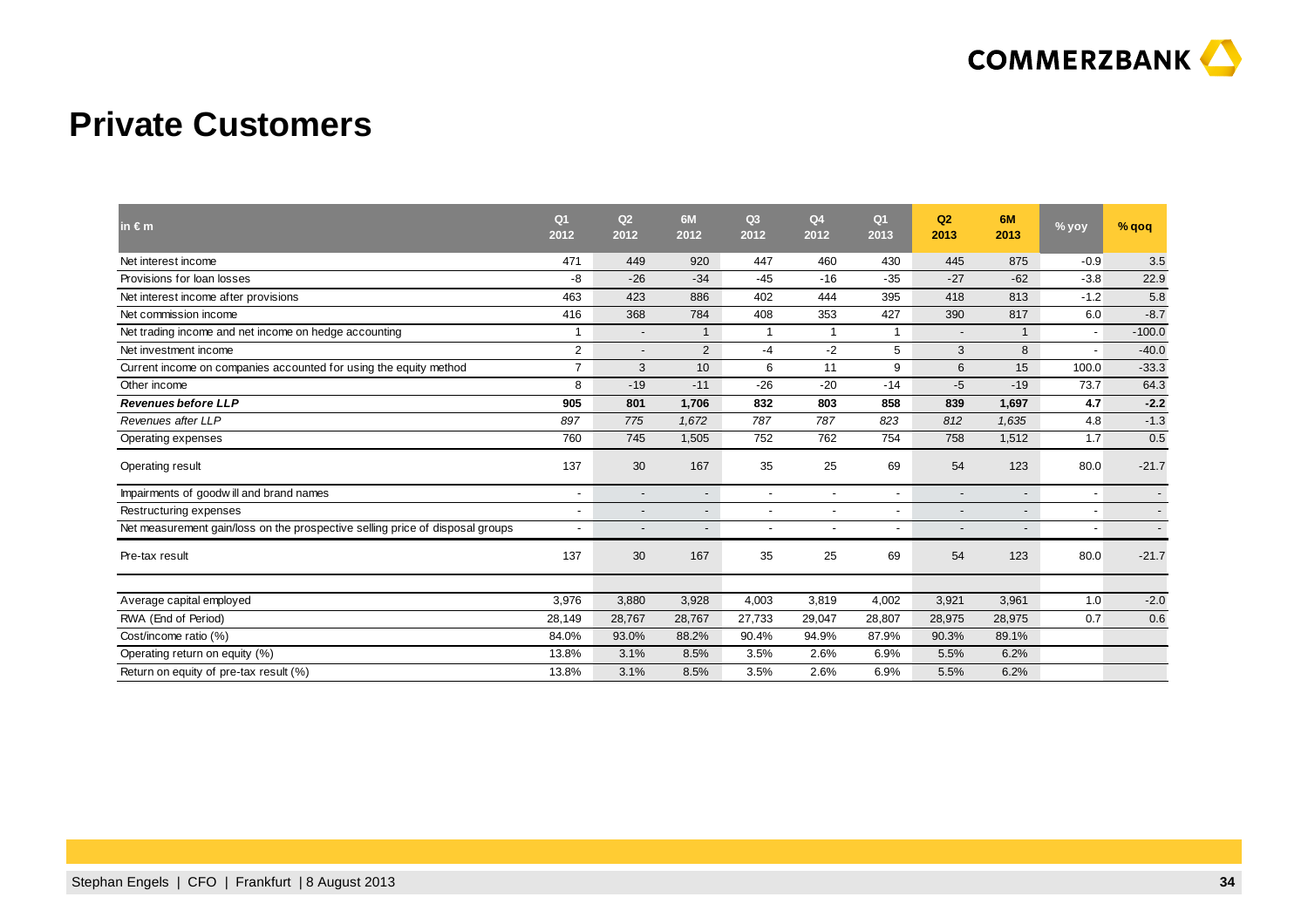# Private Customers

| in € m | Q1 2012 | Q2 2012 | 6M 2012 | Q3 2012 | Q4 2012 | Q1 2013 | Q2 2013 | 6M 2013 | % yoy | % qoq |
|---|---|---|---|---|---|---|---|---|---|---|
| Net interest income | 471 | 449 | 920 | 447 | 460 | 430 | 445 | 875 | -0.9 | 3.5 |
| Provisions for loan losses | -8 | -26 | -34 | -45 | -16 | -35 | -27 | -62 | -3.8 | 22.9 |
| Net interest income after provisions | 463 | 423 | 886 | 402 | 444 | 395 | 418 | 813 | -1.2 | 5.8 |
| Net commission income | 416 | 368 | 784 | 408 | 353 | 427 | 390 | 817 | 6.0 | -8.7 |
| Net trading income and net income on hedge accounting | 1 | - | 1 | 1 | 1 | 1 | - | 1 | - | -100.0 |
| Net investment income | 2 | - | 2 | -4 | -2 | 5 | 3 | 8 | - | -40.0 |
| Current income on companies accounted for using the equity method | 7 | 3 | 10 | 6 | 11 | 9 | 6 | 15 | 100.0 | -33.3 |
| Other income | 8 | -19 | -11 | -26 | -20 | -14 | -5 | -19 | 73.7 | 64.3 |
| ***Revenues before LLP*** | **905** | **801** | **1,706** | **832** | **803** | **858** | **839** | **1,697** | **4.7** | **-2.2** |
| *Revenues after LLP* | *897* | *775* | *1,672* | *787* | *787* | *823* | *812* | *1,635* | 4.8 | -1.3 |
| Operating expenses | 760 | 745 | 1,505 | 752 | 762 | 754 | 758 | 1,512 | 1.7 | 0.5 |
| Operating result | 137 | 30 | 167 | 35 | 25 | 69 | 54 | 123 | 80.0 | -21.7 |
| Impairments of goodwill and brand names | - | - | - | - | - | - | - | - | - | - |
| Restructuring expenses | - | - | - | - | - | - | - | - | - | - |
| Net measurement gain/loss on the prospective selling price of disposal groups | - | - | - | - | - | - | - | - | - | - |
| Pre-tax result | 137 | 30 | 167 | 35 | 25 | 69 | 54 | 123 | 80.0 | -21.7 |
| | | | | | | | | | | |
| Average capital employed | 3,976 | 3,880 | 3,928 | 4,003 | 3,819 | 4,002 | 3,921 | 3,961 | 1.0 | -2.0 |
| RWA (End of Period) | 28,149 | 28,767 | 28,767 | 27,733 | 29,047 | 28,807 | 28,975 | 28,975 | 0.7 | 0.6 |
| Cost/income ratio (%) | 84.0% | 93.0% | 88.2% | 90.4% | 94.9% | 87.9% | 90.3% | 89.1% | | |
| Operating return on equity (%) | 13.8% | 3.1% | 8.5% | 3.5% | 2.6% | 6.9% | 5.5% | 6.2% | | |
| Return on equity of pre-tax result (%) | 13.8% | 3.1% | 8.5% | 3.5% | 2.6% | 6.9% | 5.5% | 6.2% | | |

Stephan Engels | CFO | Frankfurt | 8 August 2013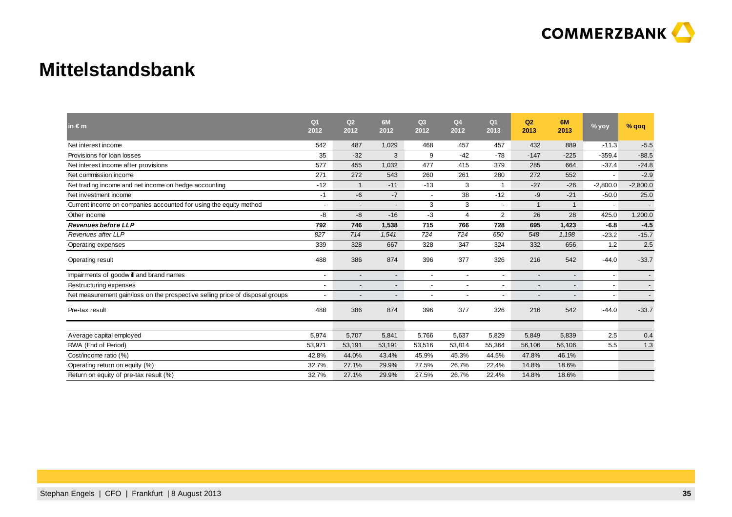# Mittelstandsbank

| in € m | Q1 2012 | Q2 2012 | 6M 2012 | Q3 2012 | Q4 2012 | Q1 2013 | Q2 2013 | 6M 2013 | % yoy | % qoq |
|---|---|---|---|---|---|---|---|---|---|---|
| Net interest income | 542 | 487 | 1,029 | 468 | 457 | 457 | 432 | 889 | -11.3 | -5.5 |
| Provisions for loan losses | 35 | -32 | 3 | 9 | -42 | -78 | -147 | -225 | -359.4 | -88.5 |
| Net interest income after provisions | 577 | 455 | 1,032 | 477 | 415 | 379 | 285 | 664 | -37.4 | -24.8 |
| Net commission income | 271 | 272 | 543 | 260 | 261 | 280 | 272 | 552 | - | -2.9 |
| Net trading income and net income on hedge accounting | -12 | 1 | -11 | -13 | 3 | 1 | -27 | -26 | -2,800.0 | -2,800.0 |
| Net investment income | -1 | -6 | -7 | - | 38 | -12 | -9 | -21 | -50.0 | 25.0 |
| Current income on companies accounted for using the equity method | - | - | - | 3 | 3 | - | 1 | 1 | - | - |
| Other income | -8 | -8 | -16 | -3 | 4 | 2 | 26 | 28 | 425.0 | 1,200.0 |
| ***Revenues before LLP*** | **792** | **746** | **1,538** | **715** | **766** | **728** | **695** | **1,423** | **-6.8** | **-4.5** |
| *Revenues after LLP* | *827* | *714* | *1,541* | *724* | *724* | *650* | *548* | *1,198* | -23.2 | -15.7 |
| Operating expenses | 339 | 328 | 667 | 328 | 347 | 324 | 332 | 656 | 1.2 | 2.5 |
| Operating result | 488 | 386 | 874 | 396 | 377 | 326 | 216 | 542 | -44.0 | -33.7 |
| Impairments of goodwill and brand names | - | - | - | - | - | - | - | - | - | - |
| Restructuring expenses | - | - | - | - | - | - | - | - | - | - |
| Net measurement gain/loss on the prospective selling price of disposal groups | - | - | - | - | - | - | - | - | - | - |
| Pre-tax result | 488 | 386 | 874 | 396 | 377 | 326 | 216 | 542 | -44.0 | -33.7 |
| | | | | | | | | | | |
| Average capital employed | 5,974 | 5,707 | 5,841 | 5,766 | 5,637 | 5,829 | 5,849 | 5,839 | 2.5 | 0.4 |
| RWA (End of Period) | 53,971 | 53,191 | 53,191 | 53,516 | 53,814 | 55,364 | 56,106 | 56,106 | 5.5 | 1.3 |
| Cost/income ratio (%) | 42.8% | 44.0% | 43.4% | 45.9% | 45.3% | 44.5% | 47.8% | 46.1% | | |
| Operating return on equity (%) | 32.7% | 27.1% | 29.9% | 27.5% | 26.7% | 22.4% | 14.8% | 18.6% | | |
| Return on equity of pre-tax result (%) | 32.7% | 27.1% | 29.9% | 27.5% | 26.7% | 22.4% | 14.8% | 18.6% | | |

Stephan Engels | CFO | Frankfurt | 8 August 2013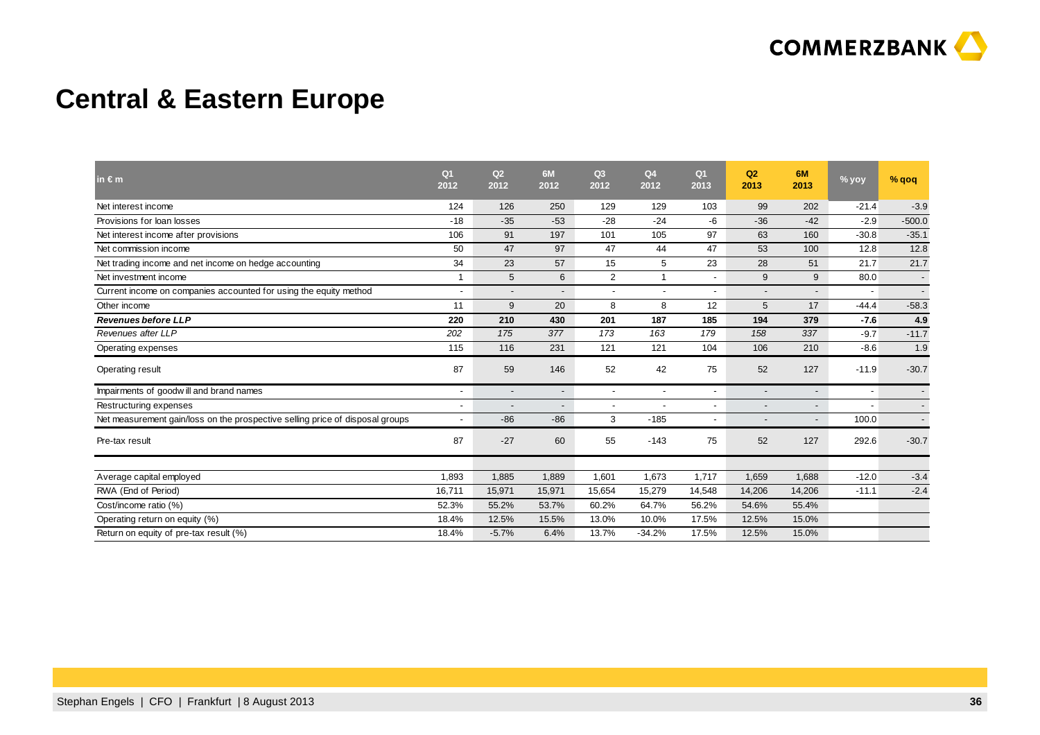# Central & Eastern Europe

| in € m | Q1 2012 | Q2 2012 | 6M 2012 | Q3 2012 | Q4 2012 | Q1 2013 | Q2 2013 | 6M 2013 | % yoy | % qoq |
|---|---|---|---|---|---|---|---|---|---|---|
| Net interest income | 124 | 126 | 250 | 129 | 129 | 103 | 99 | 202 | -21.4 | -3.9 |
| Provisions for loan losses | -18 | -35 | -53 | -28 | -24 | -6 | -36 | -42 | -2.9 | -500.0 |
| Net interest income after provisions | 106 | 91 | 197 | 101 | 105 | 97 | 63 | 160 | -30.8 | -35.1 |
| Net commission income | 50 | 47 | 97 | 47 | 44 | 47 | 53 | 100 | 12.8 | 12.8 |
| Net trading income and net income on hedge accounting | 34 | 23 | 57 | 15 | 5 | 23 | 28 | 51 | 21.7 | 21.7 |
| Net investment income | 1 | 5 | 6 | 2 | 1 | - | 9 | 9 | 80.0 | - |
| Current income on companies accounted for using the equity method | - | - | - | - | - | - | - | - | - | - |
| Other income | 11 | 9 | 20 | 8 | 8 | 12 | 5 | 17 | -44.4 | -58.3 |
| ***Revenues before LLP*** | **220** | **210** | **430** | **201** | **187** | **185** | **194** | **379** | **-7.6** | **4.9** |
| *Revenues after LLP* | *202* | *175* | *377* | *173* | *163* | *179* | *158* | *337* | -9.7 | -11.7 |
| Operating expenses | 115 | 116 | 231 | 121 | 121 | 104 | 106 | 210 | -8.6 | 1.9 |
| Operating result | 87 | 59 | 146 | 52 | 42 | 75 | 52 | 127 | -11.9 | -30.7 |
| Impairments of goodwill and brand names | - | - | - | - | - | - | - | - | - | - |
| Restructuring expenses | - | - | - | - | - | - | - | - | - | - |
| Net measurement gain/loss on the prospective selling price of disposal groups | - | -86 | -86 | 3 | -185 | - | - | - | 100.0 | - |
| Pre-tax result | 87 | -27 | 60 | 55 | -143 | 75 | 52 | 127 | 292.6 | -30.7 |
| | | | | | | | | | | |
| Average capital employed | 1,893 | 1,885 | 1,889 | 1,601 | 1,673 | 1,717 | 1,659 | 1,688 | -12.0 | -3.4 |
| RWA (End of Period) | 16,711 | 15,971 | 15,971 | 15,654 | 15,279 | 14,548 | 14,206 | 14,206 | -11.1 | -2.4 |
| Cost/income ratio (%) | 52.3% | 55.2% | 53.7% | 60.2% | 64.7% | 56.2% | 54.6% | 55.4% | | |
| Operating return on equity (%) | 18.4% | 12.5% | 15.5% | 13.0% | 10.0% | 17.5% | 12.5% | 15.0% | | |
| Return on equity of pre-tax result (%) | 18.4% | -5.7% | 6.4% | 13.7% | -34.2% | 17.5% | 12.5% | 15.0% | | |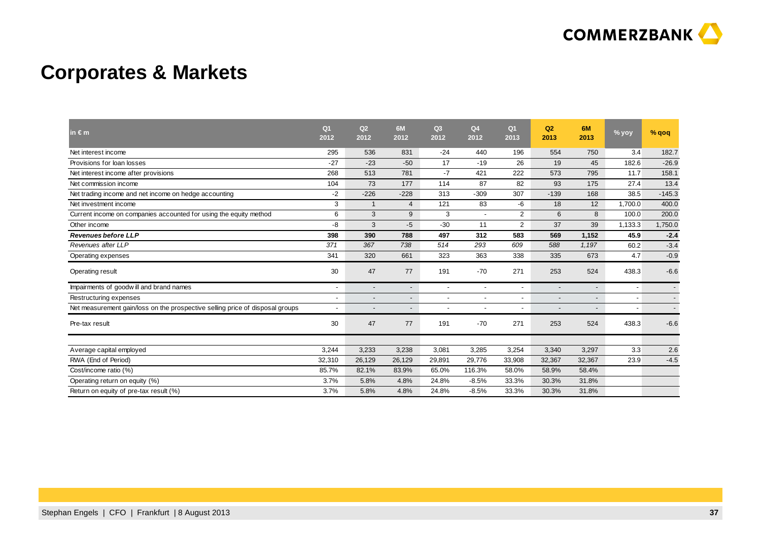# Corporates & Markets

| in € m | Q1 2012 | Q2 2012 | 6M 2012 | Q3 2012 | Q4 2012 | Q1 2013 | Q2 2013 | 6M 2013 | % yoy | % qoq |
|---|---|---|---|---|---|---|---|---|---|---|
| Net interest income | 295 | 536 | 831 | -24 | 440 | 196 | 554 | 750 | 3.4 | 182.7 |
| Provisions for loan losses | -27 | -23 | -50 | 17 | -19 | 26 | 19 | 45 | 182.6 | -26.9 |
| Net interest income after provisions | 268 | 513 | 781 | -7 | 421 | 222 | 573 | 795 | 11.7 | 158.1 |
| Net commission income | 104 | 73 | 177 | 114 | 87 | 82 | 93 | 175 | 27.4 | 13.4 |
| Net trading income and net income on hedge accounting | -2 | -226 | -228 | 313 | -309 | 307 | -139 | 168 | 38.5 | -145.3 |
| Net investment income | 3 | 1 | 4 | 121 | 83 | -6 | 18 | 12 | 1,700.0 | 400.0 |
| Current income on companies accounted for using the equity method | 6 | 3 | 9 | 3 | - | 2 | 6 | 8 | 100.0 | 200.0 |
| Other income | -8 | 3 | -5 | -30 | 11 | 2 | 37 | 39 | 1,133.3 | 1,750.0 |
| ***Revenues before LLP*** | **398** | **390** | **788** | **497** | **312** | **583** | **569** | **1,152** | **45.9** | **-2.4** |
| *Revenues after LLP* | *371* | *367* | *738* | *514* | *293* | *609* | *588* | *1,197* | 60.2 | -3.4 |
| Operating expenses | 341 | 320 | 661 | 323 | 363 | 338 | 335 | 673 | 4.7 | -0.9 |
| Operating result | 30 | 47 | 77 | 191 | -70 | 271 | 253 | 524 | 438.3 | -6.6 |
| Impairments of goodwill and brand names | - | - | - | - | - | - | - | - | - | - |
| Restructuring expenses | - | - | - | - | - | - | - | - | - | - |
| Net measurement gain/loss on the prospective selling price of disposal groups | - | - | - | - | - | - | - | - | - | - |
| Pre-tax result | 30 | 47 | 77 | 191 | -70 | 271 | 253 | 524 | 438.3 | -6.6 |
| | | | | | | | | | | |
| Average capital employed | 3,244 | 3,233 | 3,238 | 3,081 | 3,285 | 3,254 | 3,340 | 3,297 | 3.3 | 2.6 |
| RWA (End of Period) | 32,310 | 26,129 | 26,129 | 29,891 | 29,776 | 33,908 | 32,367 | 32,367 | 23.9 | -4.5 |
| Cost/income ratio (%) | 85.7% | 82.1% | 83.9% | 65.0% | 116.3% | 58.0% | 58.9% | 58.4% | | |
| Operating return on equity (%) | 3.7% | 5.8% | 4.8% | 24.8% | -8.5% | 33.3% | 30.3% | 31.8% | | |
| Return on equity of pre-tax result (%) | 3.7% | 5.8% | 4.8% | 24.8% | -8.5% | 33.3% | 30.3% | 31.8% | | |

Stephan Engels | CFO | Frankfurt | 8 August 2013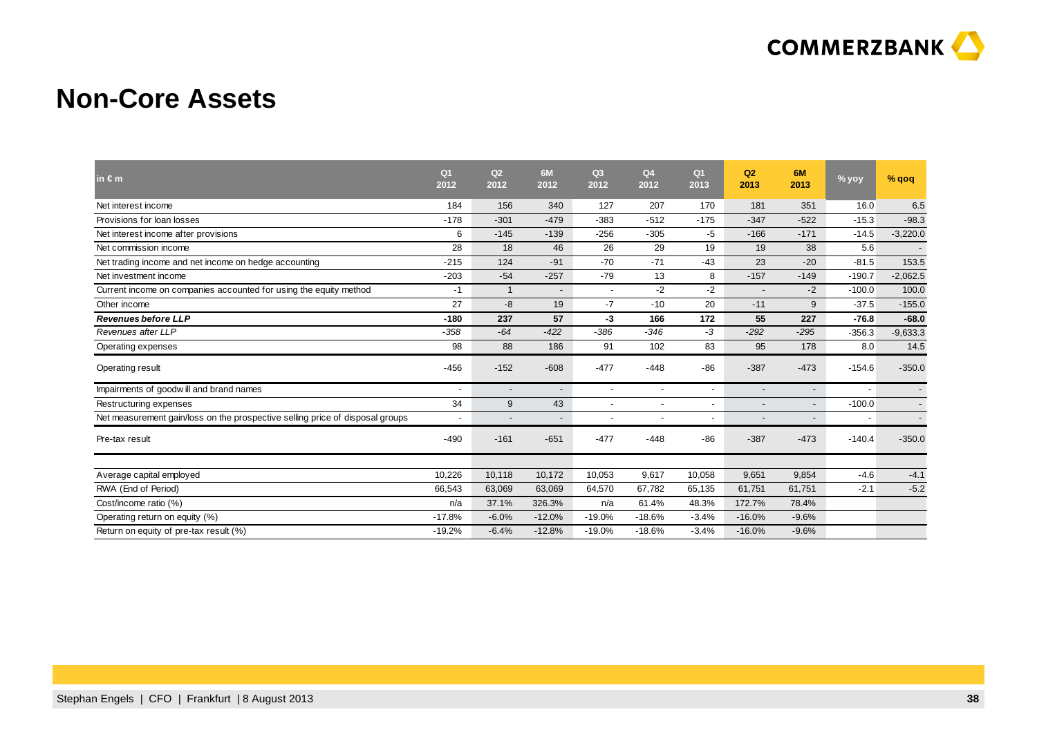# Non-Core Assets

| in € m | Q1 2012 | Q2 2012 | 6M 2012 | Q3 2012 | Q4 2012 | Q1 2013 | Q2 2013 | 6M 2013 | % yoy | % qoq |
|---|---|---|---|---|---|---|---|---|---|---|
| Net interest income | 184 | 156 | 340 | 127 | 207 | 170 | 181 | 351 | 16.0 | 6.5 |
| Provisions for loan losses | -178 | -301 | -479 | -383 | -512 | -175 | -347 | -522 | -15.3 | -98.3 |
| Net interest income after provisions | 6 | -145 | -139 | -256 | -305 | -5 | -166 | -171 | -14.5 | -3,220.0 |
| Net commission income | 28 | 18 | 46 | 26 | 29 | 19 | 19 | 38 | 5.6 | - |
| Net trading income and net income on hedge accounting | -215 | 124 | -91 | -70 | -71 | -43 | 23 | -20 | -81.5 | 153.5 |
| Net investment income | -203 | -54 | -257 | -79 | 13 | 8 | -157 | -149 | -190.7 | -2,062.5 |
| Current income on companies accounted for using the equity method | -1 | 1 | - | - | -2 | -2 | - | -2 | -100.0 | 100.0 |
| Other income | 27 | -8 | 19 | -7 | -10 | 20 | -11 | 9 | -37.5 | -155.0 |
| ***Revenues before LLP*** | **-180** | **237** | **57** | **-3** | **166** | **172** | **55** | **227** | **-76.8** | **-68.0** |
| *Revenues after LLP* | *-358* | *-64* | *-422* | *-386* | *-346* | *-3* | *-292* | *-295* | -356.3 | -9,633.3 |
| Operating expenses | 98 | 88 | 186 | 91 | 102 | 83 | 95 | 178 | 8.0 | 14.5 |
| Operating result | -456 | -152 | -608 | -477 | -448 | -86 | -387 | -473 | -154.6 | -350.0 |
| Impairments of goodwill and brand names | - | - | - | - | - | - | - | - | - | - |
| Restructuring expenses | 34 | 9 | 43 | - | - | - | - | - | -100.0 | - |
| Net measurement gain/loss on the prospective selling price of disposal groups | - | - | - | - | - | - | - | - | - | - |
| Pre-tax result | -490 | -161 | -651 | -477 | -448 | -86 | -387 | -473 | -140.4 | -350.0 |
| | | | | | | | | | | |
| Average capital employed | 10,226 | 10,118 | 10,172 | 10,053 | 9,617 | 10,058 | 9,651 | 9,854 | -4.6 | -4.1 |
| RWA (End of Period) | 66,543 | 63,069 | 63,069 | 64,570 | 67,782 | 65,135 | 61,751 | 61,751 | -2.1 | -5.2 |
| Cost/income ratio (%) | n/a | 37.1% | 326.3% | n/a | 61.4% | 48.3% | 172.7% | 78.4% | | |
| Operating return on equity (%) | -17.8% | -6.0% | -12.0% | -19.0% | -18.6% | -3.4% | -16.0% | -9.6% | | |
| Return on equity of pre-tax result (%) | -19.2% | -6.4% | -12.8% | -19.0% | -18.6% | -3.4% | -16.0% | -9.6% | | |

Stephan Engels | CFO | Frankfurt | 8 August 2013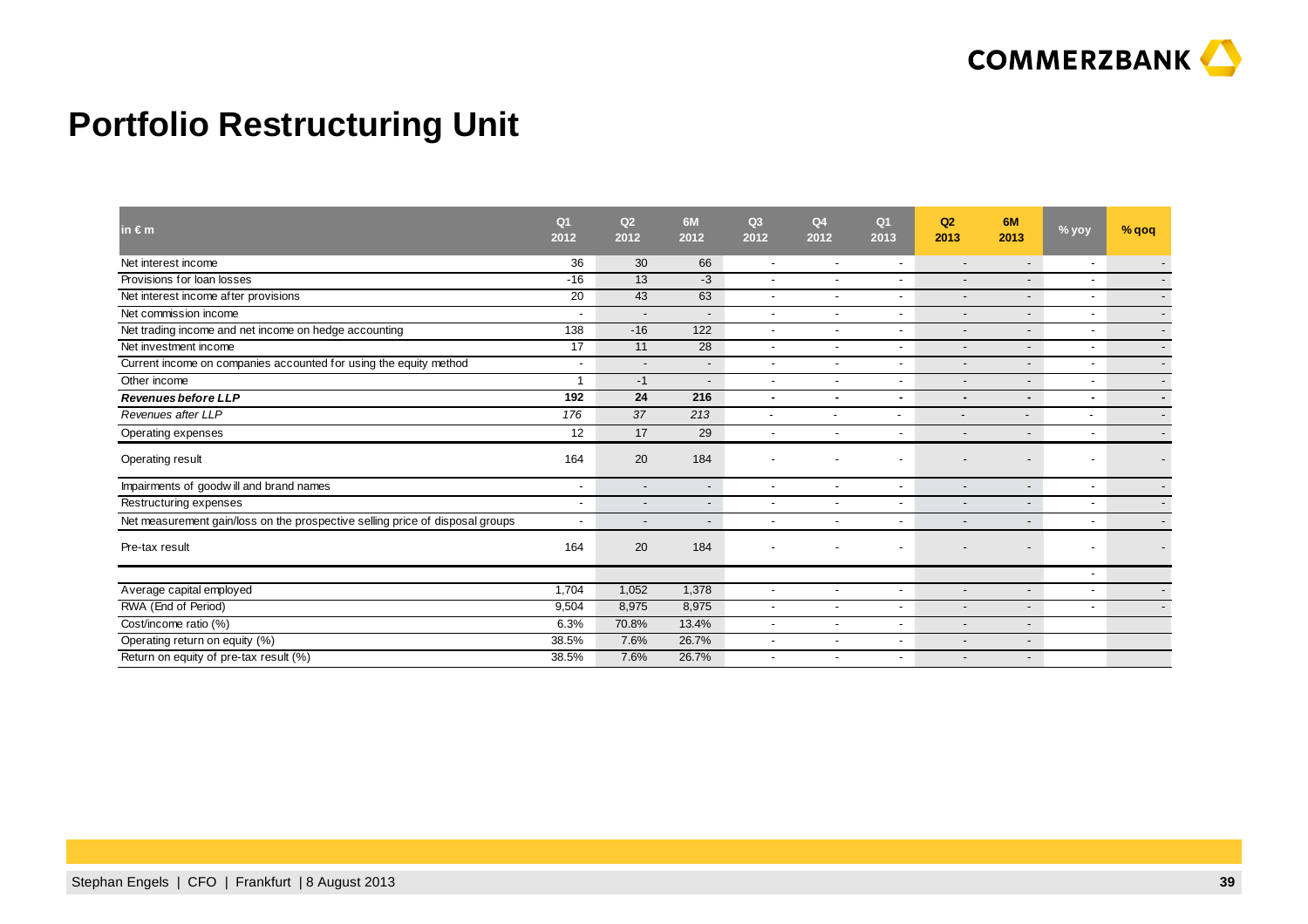# Portfolio Restructuring Unit

| in € m | Q1 2012 | Q2 2012 | 6M 2012 | Q3 2012 | Q4 2012 | Q1 2013 | Q2 2013 | 6M 2013 | % yoy | % qoq |
|---|---|---|---|---|---|---|---|---|---|---|
| Net interest income | 36 | 30 | 66 | - | - | - | - | - | - | - |
| Provisions for loan losses | -16 | 13 | -3 | - | - | - | - | - | - | - |
| Net interest income after provisions | 20 | 43 | 63 | - | - | - | - | - | - | - |
| Net commission income | - | - | - | - | - | - | - | - | - | - |
| Net trading income and net income on hedge accounting | 138 | -16 | 122 | - | - | - | - | - | - | - |
| Net investment income | 17 | 11 | 28 | - | - | - | - | - | - | - |
| Current income on companies accounted for using the equity method | - | - | - | - | - | - | - | - | - | - |
| Other income | 1 | -1 | - | - | - | - | - | - | - | - |
| ***Revenues before LLP*** | **192** | **24** | **216** | **-** | **-** | **-** | **-** | **-** | **-** | **-** |
| *Revenues after LLP* | *176* | *37* | *213* | - | - | - | - | - | - | - |
| Operating expenses | 12 | 17 | 29 | - | - | - | - | - | - | - |
| Operating result | 164 | 20 | 184 | - | - | - | - | - | - | - |
| Impairments of goodwill and brand names | - | - | - | - | - | - | - | - | - | - |
| Restructuring expenses | - | - | - | - | - | - | - | - | - | - |
| Net measurement gain/loss on the prospective selling price of disposal groups | - | - | - | - | - | - | - | - | - | - |
| Pre-tax result | 164 | 20 | 184 | - | - | - | - | - | - | - |
| | | | | | | | | | - | |
| Average capital employed | 1,704 | 1,052 | 1,378 | - | - | - | - | - | - | - |
| RWA (End of Period) | 9,504 | 8,975 | 8,975 | - | - | - | - | - | - | - |
| Cost/income ratio (%) | 6.3% | 70.8% | 13.4% | - | - | - | - | - | | |
| Operating return on equity (%) | 38.5% | 7.6% | 26.7% | - | - | - | - | - | | |
| Return on equity of pre-tax result (%) | 38.5% | 7.6% | 26.7% | - | - | - | - | - | | |

Stephan Engels | CFO | Frankfurt | 8 August 2013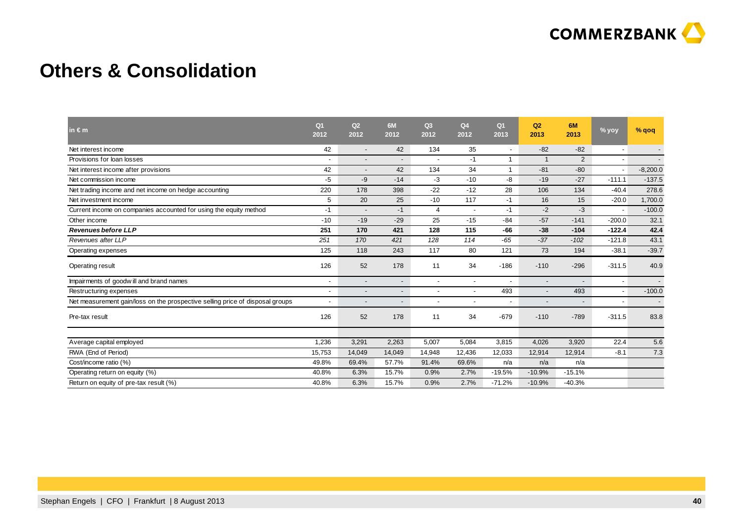# Others & Consolidation

| in € m | Q1 2012 | Q2 2012 | 6M 2012 | Q3 2012 | Q4 2012 | Q1 2013 | Q2 2013 | 6M 2013 | % yoy | % qoq |
|---|---|---|---|---|---|---|---|---|---|---|
| Net interest income | 42 | - | 42 | 134 | 35 | - | -82 | -82 | - | - |
| Provisions for loan losses | - | - | - | - | -1 | 1 | 1 | 2 | - | - |
| Net interest income after provisions | 42 | - | 42 | 134 | 34 | 1 | -81 | -80 | - | -8,200.0 |
| Net commission income | -5 | -9 | -14 | -3 | -10 | -8 | -19 | -27 | -111.1 | -137.5 |
| Net trading income and net income on hedge accounting | 220 | 178 | 398 | -22 | -12 | 28 | 106 | 134 | -40.4 | 278.6 |
| Net investment income | 5 | 20 | 25 | -10 | 117 | -1 | 16 | 15 | -20.0 | 1,700.0 |
| Current income on companies accounted for using the equity method | -1 | - | -1 | 4 | - | -1 | -2 | -3 | - | -100.0 |
| Other income | -10 | -19 | -29 | 25 | -15 | -84 | -57 | -141 | -200.0 | 32.1 |
| ***Revenues before LLP*** | **251** | **170** | **421** | **128** | **115** | **-66** | **-38** | **-104** | **-122.4** | **42.4** |
| *Revenues after LLP* | *251* | *170* | *421* | *128* | *114* | *-65* | *-37* | *-102* | -121.8 | 43.1 |
| Operating expenses | 125 | 118 | 243 | 117 | 80 | 121 | 73 | 194 | -38.1 | -39.7 |
| Operating result | 126 | 52 | 178 | 11 | 34 | -186 | -110 | -296 | -311.5 | 40.9 |
| Impairments of goodwill and brand names | - | - | - | - | - | - | - | - | - | - |
| Restructuring expenses | - | - | - | - | - | 493 | - | 493 | - | -100.0 |
| Net measurement gain/loss on the prospective selling price of disposal groups | - | - | - | - | - | - | - | - | - | - |
| Pre-tax result | 126 | 52 | 178 | 11 | 34 | -679 | -110 | -789 | -311.5 | 83.8 |
| | | | | | | | | | | |
| Average capital employed | 1,236 | 3,291 | 2,263 | 5,007 | 5,084 | 3,815 | 4,026 | 3,920 | 22.4 | 5.6 |
| RWA (End of Period) | 15,753 | 14,049 | 14,049 | 14,948 | 12,436 | 12,033 | 12,914 | 12,914 | -8.1 | 7.3 |
| Cost/income ratio (%) | 49.8% | 69.4% | 57.7% | 91.4% | 69.6% | n/a | n/a | n/a | | |
| Operating return on equity (%) | 40.8% | 6.3% | 15.7% | 0.9% | 2.7% | -19.5% | -10.9% | -15.1% | | |
| Return on equity of pre-tax result (%) | 40.8% | 6.3% | 15.7% | 0.9% | 2.7% | -71.2% | -10.9% | -40.3% | | |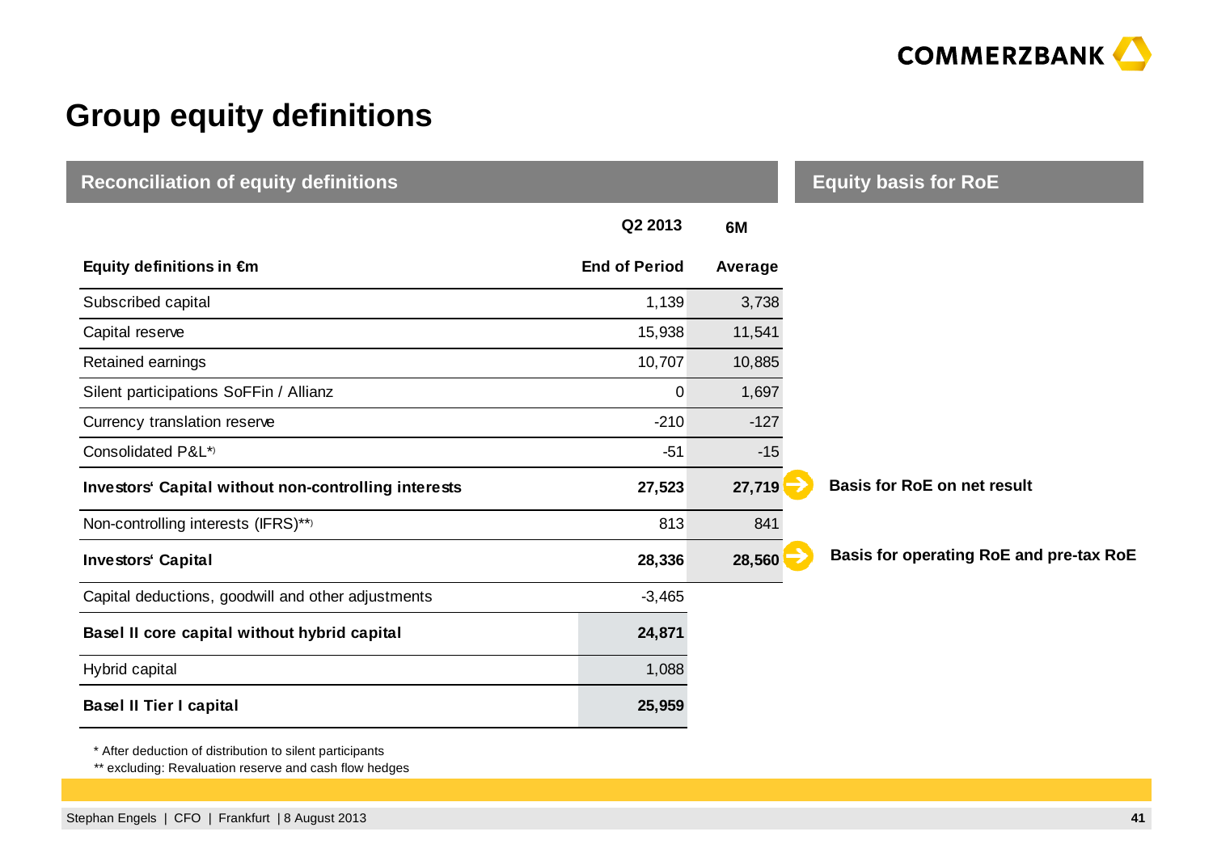# Group equity definitions

## Reconciliation of equity definitions

| Equity definitions in €m | Q2 2013 End of Period | 6M Average | Equity basis for RoE |
|---|---|---|---|
| Subscribed capital | 1,139 | 3,738 | |
| Capital reserve | 15,938 | 11,541 | |
| Retained earnings | 10,707 | 10,885 | |
| Silent participations SoFFin / Allianz | 0 | 1,697 | |
| Currency translation reserve | -210 | -127 | |
| Consolidated P&L*) | -51 | -15 | |
| **Investors' Capital without non-controlling interests** | **27,523** | **27,719** | **Basis for RoE on net result** |
| Non-controlling interests (IFRS)**) | 813 | 841 | |
| **Investors' Capital** | **28,336** | **28,560** | **Basis for operating RoE and pre-tax RoE** |
| Capital deductions, goodwill and other adjustments | -3,465 | | |
| **Basel II core capital without hybrid capital** | **24,871** | | |
| Hybrid capital | 1,088 | | |
| **Basel II Tier I capital** | **25,959** | | |

\* After deduction of distribution to silent participants

\*\* excluding: Revaluation reserve and cash flow hedges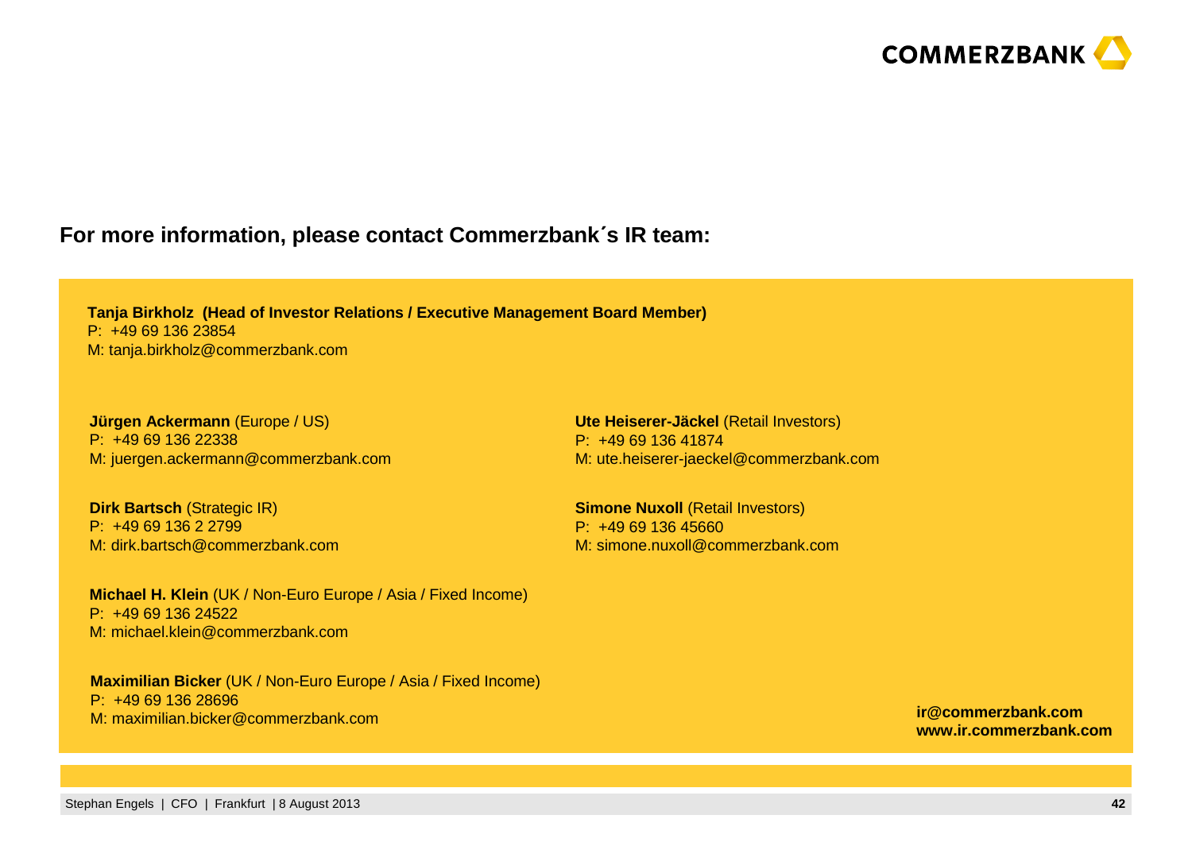**For more information, please contact Commerzbank´s IR team:**

**Tanja Birkholz (Head of Investor Relations / Executive Management Board Member)**
P: +49 69 136 23854
M: tanja.birkholz@commerzbank.com

**Jürgen Ackermann** (Europe / US)
P: +49 69 136 22338
M: juergen.ackermann@commerzbank.com

**Dirk Bartsch** (Strategic IR)
P: +49 69 136 2 2799
M: dirk.bartsch@commerzbank.com

**Michael H. Klein** (UK / Non-Euro Europe / Asia / Fixed Income)
P: +49 69 136 24522
M: michael.klein@commerzbank.com

**Maximilian Bicker** (UK / Non-Euro Europe / Asia / Fixed Income)
P: +49 69 136 28696
M: maximilian.bicker@commerzbank.com

**Ute Heiserer-Jäckel** (Retail Investors)
P: +49 69 136 41874
M: ute.heiserer-jaeckel@commerzbank.com

**Simone Nuxoll** (Retail Investors)
P: +49 69 136 45660
M: simone.nuxoll@commerzbank.com

**ir@commerzbank.com**
**www.ir.commerzbank.com**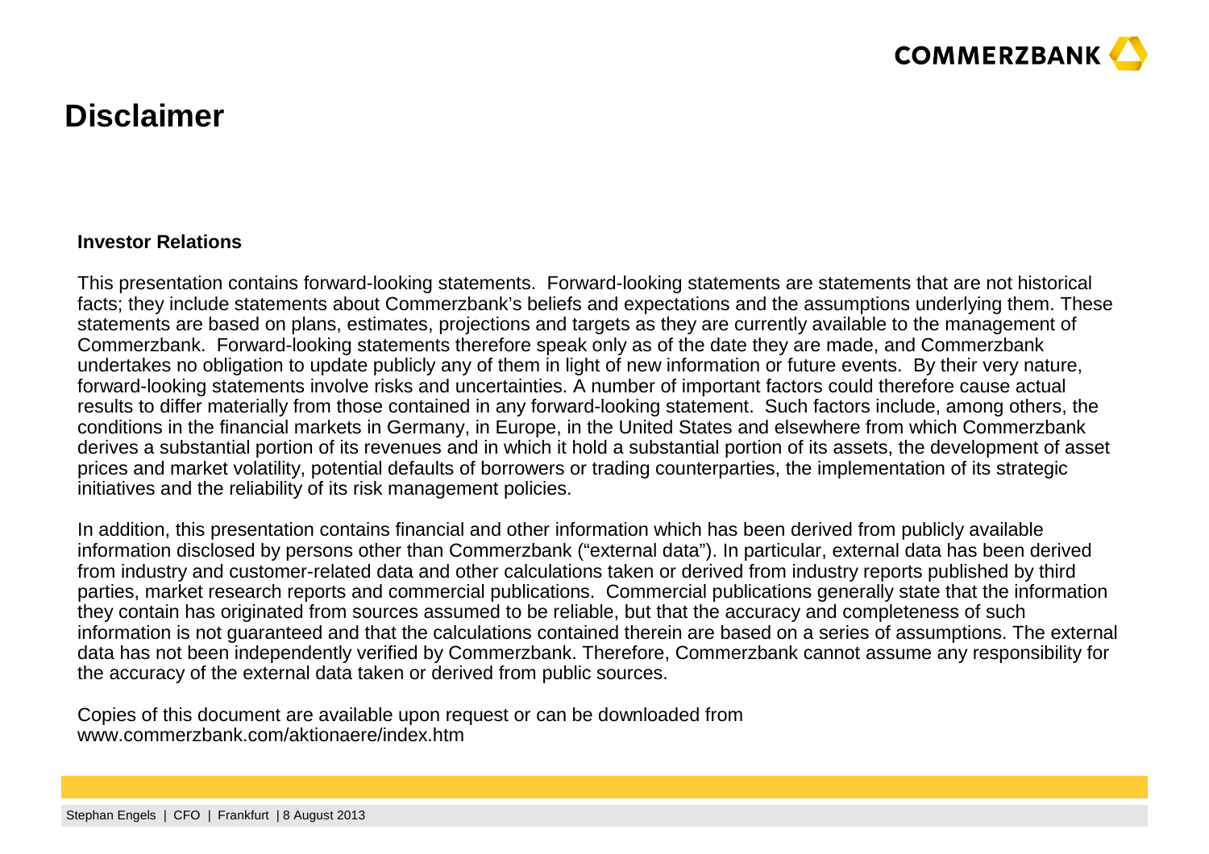# Disclaimer

**Investor Relations**

This presentation contains forward-looking statements. Forward-looking statements are statements that are not historical facts; they include statements about Commerzbank's beliefs and expectations and the assumptions underlying them. These statements are based on plans, estimates, projections and targets as they are currently available to the management of Commerzbank. Forward-looking statements therefore speak only as of the date they are made, and Commerzbank undertakes no obligation to update publicly any of them in light of new information or future events. By their very nature, forward-looking statements involve risks and uncertainties. A number of important factors could therefore cause actual results to differ materially from those contained in any forward-looking statement. Such factors include, among others, the conditions in the financial markets in Germany, in Europe, in the United States and elsewhere from which Commerzbank derives a substantial portion of its revenues and in which it hold a substantial portion of its assets, the development of asset prices and market volatility, potential defaults of borrowers or trading counterparties, the implementation of its strategic initiatives and the reliability of its risk management policies.

In addition, this presentation contains financial and other information which has been derived from publicly available information disclosed by persons other than Commerzbank ("external data"). In particular, external data has been derived from industry and customer-related data and other calculations taken or derived from industry reports published by third parties, market research reports and commercial publications. Commercial publications generally state that the information they contain has originated from sources assumed to be reliable, but that the accuracy and completeness of such information is not guaranteed and that the calculations contained therein are based on a series of assumptions. The external data has not been independently verified by Commerzbank. Therefore, Commerzbank cannot assume any responsibility for the accuracy of the external data taken or derived from public sources.

Copies of this document are available upon request or can be downloaded from www.commerzbank.com/aktionaere/index.htm